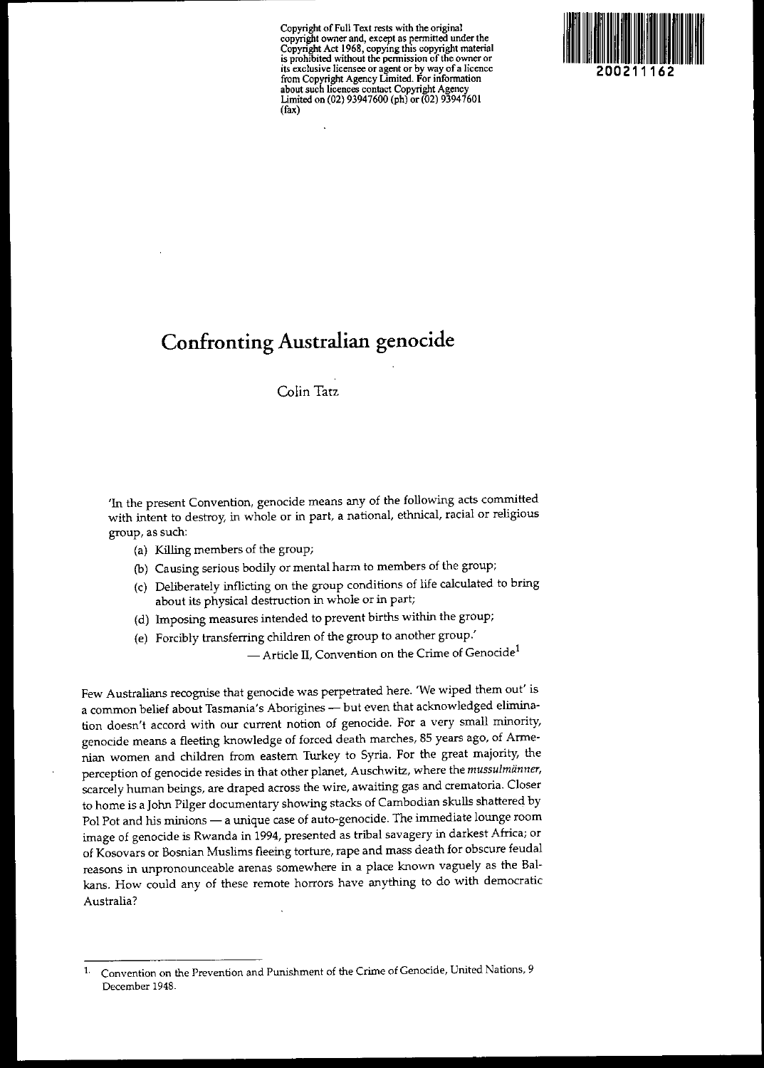Copyright of Full Text rests with the original copyright owner and, except as permitted under the Copyright Act 1968, copying this copyright material is prohibited without the permission of the owner or its exclusive licensee or agent or by way of a licence from Copyright Agency Limited. For information about such licences contact Copyright Agency Limited on (02) 93947600 (ph) or (02) 93947601 (fax)

200211162

# Confronting Australian genocide

Colin Tatz

'In the present Convention, genocide means any of the following acts committed with intent to destroy, in whole or in part, a national, ethnical, racial or religious group, as such:

(a) Killing members of the group;
(b) Causing serious bodily or mental harm to members of the group;
(c) Deliberately inflicting on the group conditions of life calculated to bring about its physical destruction in whole or in part;
(d) Imposing measures intended to prevent births within the group;
(e) Forcibly transferring children of the group to another group.'

— Article II, Convention on the Crime of Genocide[1]

Few Australians recognise that genocide was perpetrated here. 'We wiped them out' is a common belief about Tasmania's Aborigines — but even that acknowledged elimination doesn't accord with our current notion of genocide. For a very small minority, genocide means a fleeting knowledge of forced death marches, 85 years ago, of Armenian women and children from eastern Turkey to Syria. For the great majority, the perception of genocide resides in that other planet, Auschwitz, where the *mussulmänner*, scarcely human beings, are draped across the wire, awaiting gas and crematoria. Closer to home is a John Pilger documentary showing stacks of Cambodian skulls shattered by Pol Pot and his minions — a unique case of auto-genocide. The immediate lounge room image of genocide is Rwanda in 1994, presented as tribal savagery in darkest Africa; or of Kosovars or Bosnian Muslims fleeing torture, rape and mass death for obscure feudal reasons in unpronounceable arenas somewhere in a place known vaguely as the Balkans. How could any of these remote horrors have anything to do with democratic Australia?

1. Convention on the Prevention and Punishment of the Crime of Genocide, United Nations, 9 December 1948.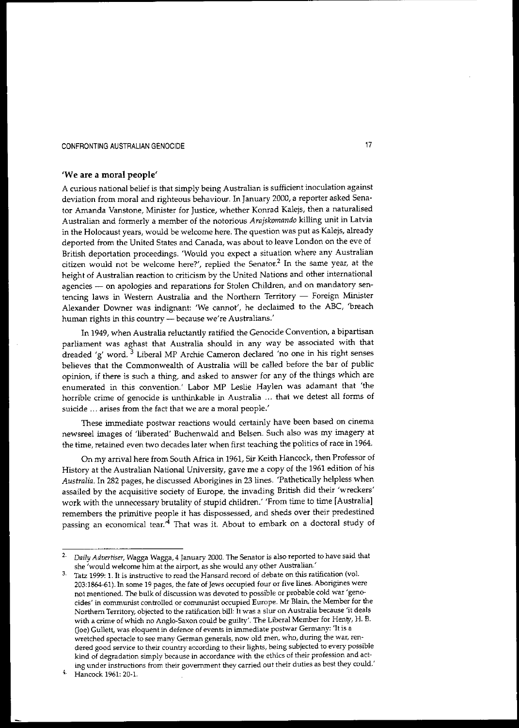## 'We are a moral people'

A curious national belief is that simply being Australian is sufficient inoculation against deviation from moral and righteous behaviour. In January 2000, a reporter asked Senator Amanda Vanstone, Minister for Justice, whether Konrad Kalejs, then a naturalised Australian and formerly a member of the notorious *Arajskomando* killing unit in Latvia in the Holocaust years, would be welcome here. The question was put as Kalejs, already deported from the United States and Canada, was about to leave London on the eve of British deportation proceedings. 'Would you expect a situation where any Australian citizen would not be welcome here?', replied the Senator.[2] In the same year, at the height of Australian reaction to criticism by the United Nations and other international agencies — on apologies and reparations for Stolen Children, and on mandatory sentencing laws in Western Australia and the Northern Territory — Foreign Minister Alexander Downer was indignant: 'We cannot', he declaimed to the ABC, 'breach human rights in this country — because we're Australians.'

In 1949, when Australia reluctantly ratified the Genocide Convention, a bipartisan parliament was aghast that Australia should in any way be associated with that dreaded 'g' word.[3] Liberal MP Archie Cameron declared 'no one in his right senses believes that the Commonwealth of Australia will be called before the bar of public opinion, if there is such a thing, and asked to answer for any of the things which are enumerated in this convention.' Labor MP Leslie Haylen was adamant that 'the horrible crime of genocide is unthinkable in Australia ... that we detest all forms of suicide ... arises from the fact that we are a moral people.'

These immediate postwar reactions would certainly have been based on cinema newsreel images of 'liberated' Buchenwald and Belsen. Such also was my imagery at the time, retained even two decades later when first teaching the politics of race in 1964.

On my arrival here from South Africa in 1961, Sir Keith Hancock, then Professor of History at the Australian National University, gave me a copy of the 1961 edition of his *Australia*. In 282 pages, he discussed Aborigines in 23 lines. 'Pathetically helpless when assailed by the acquisitive society of Europe, the invading British did their 'wreckers' work with the unnecessary brutality of stupid children.' 'From time to time [Australia] remembers the primitive people it has dispossessed, and sheds over their predestined passing an economical tear.'[4] That was it. About to embark on a doctoral study of

---

2. *Daily Advertiser*, Wagga Wagga, 4 January 2000. The Senator is also reported to have said that she 'would welcome him at the airport, as she would any other Australian.'

3. Tatz 1999: 1. It is instructive to read the Hansard record of debate on this ratification (vol. 203:1864-61). In some 19 pages, the fate of Jews occupied four or five lines. Aborigines were not mentioned. The bulk of discussion was devoted to possible or probable cold war 'genocides' in communist controlled or communist occupied Europe. Mr Blain, the Member for the Northern Territory, objected to the ratification bill: It was a slur on Australia because 'it deals with a crime of which no Anglo-Saxon could be guilty'. The Liberal Member for Henty, H. B. (Joe) Gullett, was eloquent in defence of events in immediate postwar Germany: 'It is a wretched spectacle to see many German generals, now old men, who, during the war, rendered good service to their country according to their lights, being subjected to every possible kind of degradation simply because in accordance with the ethics of their profession and acting under instructions from their government they carried out their duties as best they could.'

4. Hancock 1961: 20-1.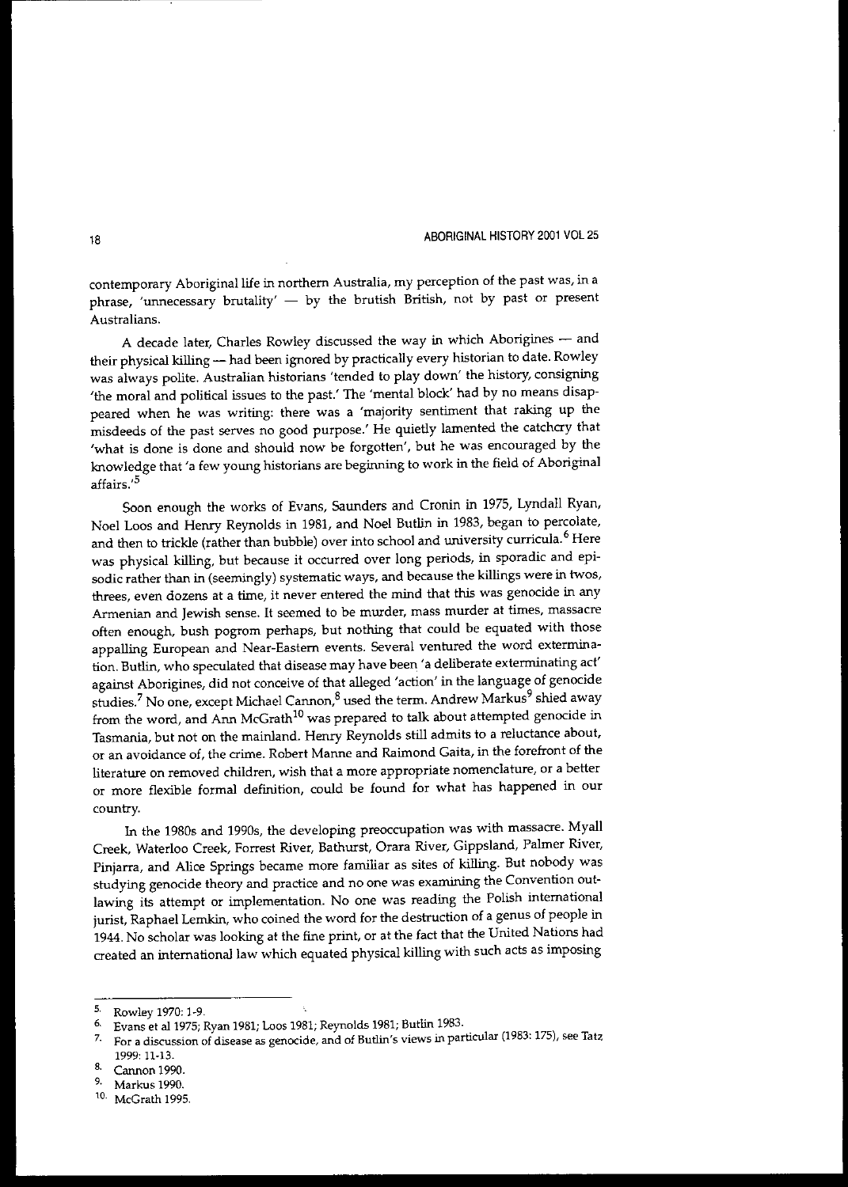contemporary Aboriginal life in northern Australia, my perception of the past was, in a phrase, 'unnecessary brutality' — by the brutish British, not by past or present Australians.

A decade later, Charles Rowley discussed the way in which Aborigines — and their physical killing — had been ignored by practically every historian to date. Rowley was always polite. Australian historians 'tended to play down' the history, consigning 'the moral and political issues to the past.' The 'mental block' had by no means disappeared when he was writing: there was a 'majority sentiment that raking up the misdeeds of the past serves no good purpose.' He quietly lamented the catchcry that 'what is done is done and should now be forgotten', but he was encouraged by the knowledge that 'a few young historians are beginning to work in the field of Aboriginal affairs.'[5]

Soon enough the works of Evans, Saunders and Cronin in 1975, Lyndall Ryan, Noel Loos and Henry Reynolds in 1981, and Noel Butlin in 1983, began to percolate, and then to trickle (rather than bubble) over into school and university curricula.[6] Here was physical killing, but because it occurred over long periods, in sporadic and episodic rather than in (seemingly) systematic ways, and because the killings were in twos, threes, even dozens at a time, it never entered the mind that this was genocide in any Armenian and Jewish sense. It seemed to be murder, mass murder at times, massacre often enough, bush pogrom perhaps, but nothing that could be equated with those appalling European and Near-Eastern events. Several ventured the word extermination. Butlin, who speculated that disease may have been 'a deliberate exterminating act' against Aborigines, did not conceive of that alleged 'action' in the language of genocide studies.[7] No one, except Michael Cannon,[8] used the term. Andrew Markus[9] shied away from the word, and Ann McGrath[10] was prepared to talk about attempted genocide in Tasmania, but not on the mainland. Henry Reynolds still admits to a reluctance about, or an avoidance of, the crime. Robert Manne and Raimond Gaita, in the forefront of the literature on removed children, wish that a more appropriate nomenclature, or a better or more flexible formal definition, could be found for what has happened in our country.

In the 1980s and 1990s, the developing preoccupation was with massacre. Myall Creek, Waterloo Creek, Forrest River, Bathurst, Orara River, Gippsland, Palmer River, Pinjarra, and Alice Springs became more familiar as sites of killing. But nobody was studying genocide theory and practice and no one was examining the Convention outlawing its attempt or implementation. No one was reading the Polish international jurist, Raphael Lemkin, who coined the word for the destruction of a genus of people in 1944. No scholar was looking at the fine print, or at the fact that the United Nations had created an international law which equated physical killing with such acts as imposing

---

5. Rowley 1970: 1-9.
6. Evans et al 1975; Ryan 1981; Loos 1981; Reynolds 1981; Butlin 1983.
7. For a discussion of disease as genocide, and of Butlin's views in particular (1983: 175), see Tatz 1999: 11-13.
8. Cannon 1990.
9. Markus 1990.
10. McGrath 1995.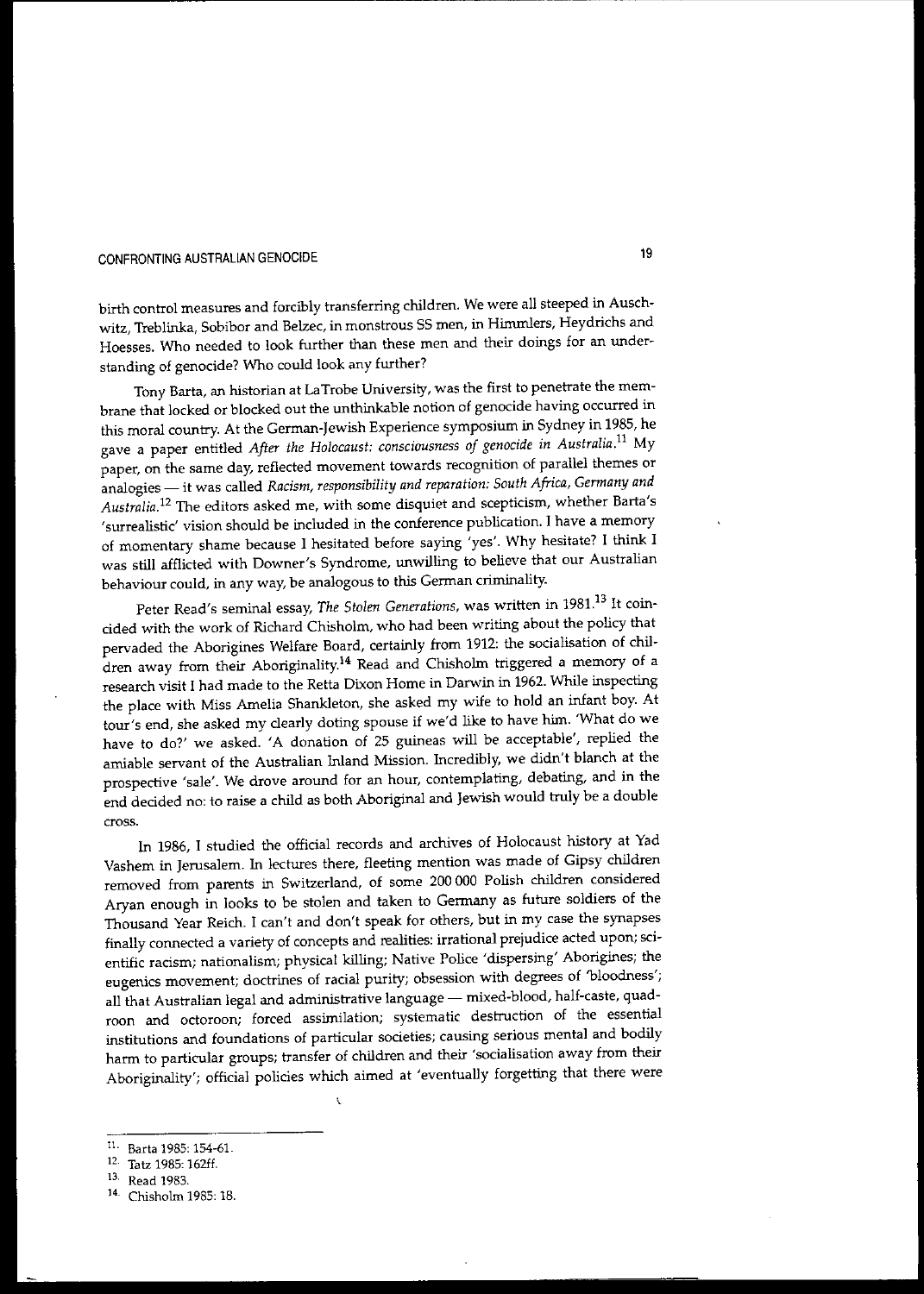birth control measures and forcibly transferring children. We were all steeped in Auschwitz, Treblinka, Sobibor and Belzec, in monstrous SS men, in Himmlers, Heydrichs and Hoesses. Who needed to look further than these men and their doings for an understanding of genocide? Who could look any further?

Tony Barta, an historian at LaTrobe University, was the first to penetrate the membrane that locked or blocked out the unthinkable notion of genocide having occurred in this moral country. At the German-Jewish Experience symposium in Sydney in 1985, he gave a paper entitled *After the Holocaust: consciousness of genocide in Australia.*[11] My paper, on the same day, reflected movement towards recognition of parallel themes or analogies — it was called *Racism, responsibility and reparation: South Africa, Germany and Australia.*[12] The editors asked me, with some disquiet and scepticism, whether Barta's 'surrealistic' vision should be included in the conference publication. I have a memory of momentary shame because I hesitated before saying 'yes'. Why hesitate? I think I was still afflicted with Downer's Syndrome, unwilling to believe that our Australian behaviour could, in any way, be analogous to this German criminality.

Peter Read's seminal essay, *The Stolen Generations*, was written in 1981.[13] It coincided with the work of Richard Chisholm, who had been writing about the policy that pervaded the Aborigines Welfare Board, certainly from 1912: the socialisation of children away from their Aboriginality.[14] Read and Chisholm triggered a memory of a research visit I had made to the Retta Dixon Home in Darwin in 1962. While inspecting the place with Miss Amelia Shankleton, she asked my wife to hold an infant boy. At tour's end, she asked my clearly doting spouse if we'd like to have him. 'What do we have to do?' we asked. 'A donation of 25 guineas will be acceptable', replied the amiable servant of the Australian Inland Mission. Incredibly, we didn't blanch at the prospective 'sale'. We drove around for an hour, contemplating, debating, and in the end decided no: to raise a child as both Aboriginal and Jewish would truly be a double cross.

In 1986, I studied the official records and archives of Holocaust history at Yad Vashem in Jerusalem. In lectures there, fleeting mention was made of Gipsy children removed from parents in Switzerland, of some 200 000 Polish children considered Aryan enough in looks to be stolen and taken to Germany as future soldiers of the Thousand Year Reich. I can't and don't speak for others, but in my case the synapses finally connected a variety of concepts and realities: irrational prejudice acted upon; scientific racism; nationalism; physical killing; Native Police 'dispersing' Aborigines; the eugenics movement; doctrines of racial purity; obsession with degrees of 'bloodness'; all that Australian legal and administrative language — mixed-blood, half-caste, quadroon and octoroon; forced assimilation; systematic destruction of the essential institutions and foundations of particular societies; causing serious mental and bodily harm to particular groups; transfer of children and their 'socialisation away from their Aboriginality'; official policies which aimed at 'eventually forgetting that there were

---

11. Barta 1985: 154-61.
12. Tatz 1985: 162ff.
13. Read 1983.
14. Chisholm 1985: 18.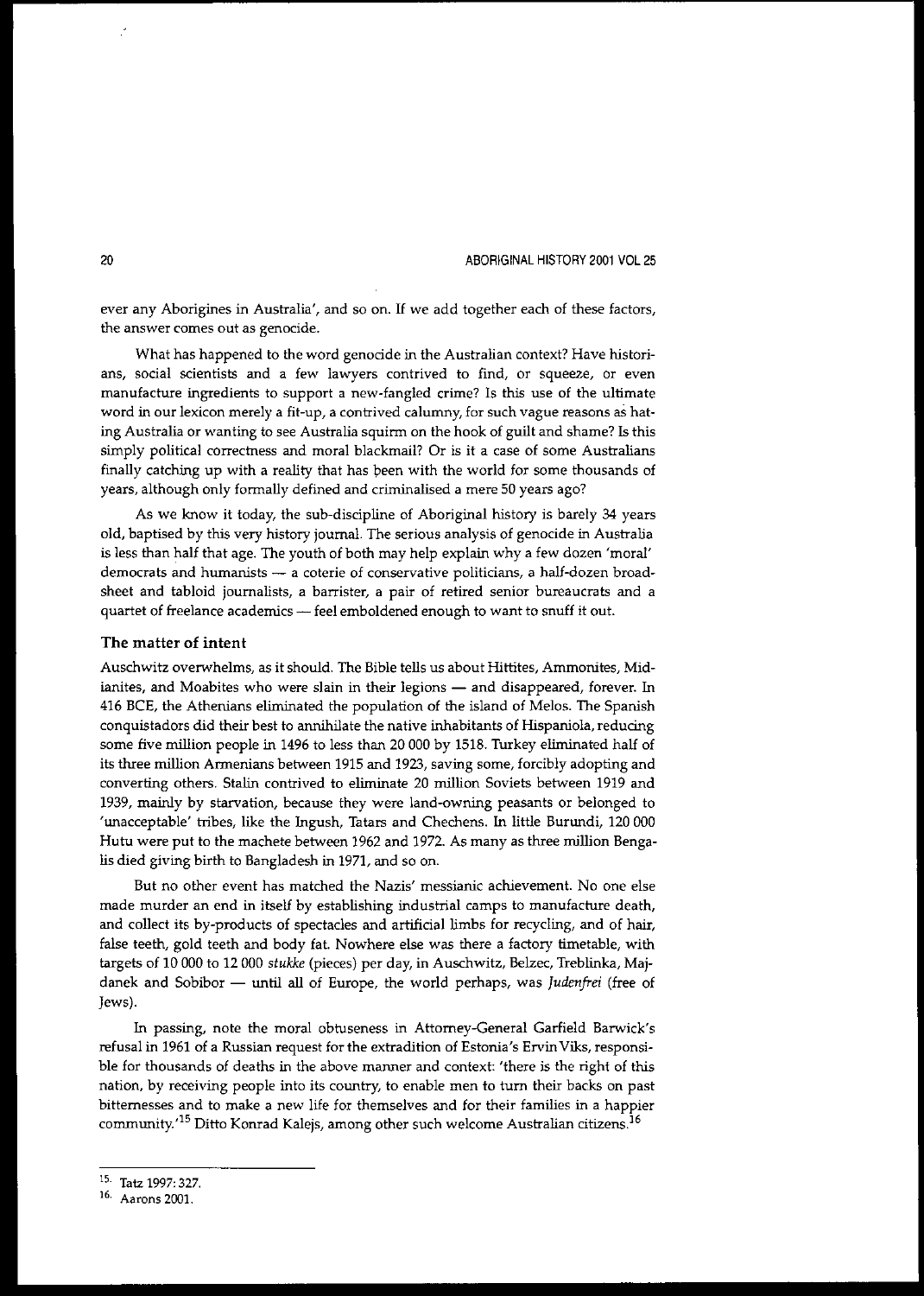ever any Aborigines in Australia', and so on. If we add together each of these factors, the answer comes out as genocide.

What has happened to the word genocide in the Australian context? Have historians, social scientists and a few lawyers contrived to find, or squeeze, or even manufacture ingredients to support a new-fangled crime? Is this use of the ultimate word in our lexicon merely a fit-up, a contrived calumny, for such vague reasons as hating Australia or wanting to see Australia squirm on the hook of guilt and shame? Is this simply political correctness and moral blackmail? Or is it a case of some Australians finally catching up with a reality that has been with the world for some thousands of years, although only formally defined and criminalised a mere 50 years ago?

As we know it today, the sub-discipline of Aboriginal history is barely 34 years old, baptised by this very history journal. The serious analysis of genocide in Australia is less than half that age. The youth of both may help explain why a few dozen 'moral' democrats and humanists — a coterie of conservative politicians, a half-dozen broadsheet and tabloid journalists, a barrister, a pair of retired senior bureaucrats and a quartet of freelance academics — feel emboldened enough to want to snuff it out.

### The matter of intent

Auschwitz overwhelms, as it should. The Bible tells us about Hittites, Ammonites, Midianites, and Moabites who were slain in their legions — and disappeared, forever. In 416 BCE, the Athenians eliminated the population of the island of Melos. The Spanish conquistadors did their best to annihilate the native inhabitants of Hispaniola, reducing some five million people in 1496 to less than 20 000 by 1518. Turkey eliminated half of its three million Armenians between 1915 and 1923, saving some, forcibly adopting and converting others. Stalin contrived to eliminate 20 million Soviets between 1919 and 1939, mainly by starvation, because they were land-owning peasants or belonged to 'unacceptable' tribes, like the Ingush, Tatars and Chechens. In little Burundi, 120 000 Hutu were put to the machete between 1962 and 1972. As many as three million Bengalis died giving birth to Bangladesh in 1971, and so on.

But no other event has matched the Nazis' messianic achievement. No one else made murder an end in itself by establishing industrial camps to manufacture death, and collect its by-products of spectacles and artificial limbs for recycling, and of hair, false teeth, gold teeth and body fat. Nowhere else was there a factory timetable, with targets of 10 000 to 12 000 *stukke* (pieces) per day, in Auschwitz, Belzec, Treblinka, Majdanek and Sobibor — until all of Europe, the world perhaps, was *Judenfrei* (free of Jews).

In passing, note the moral obtuseness in Attorney-General Garfield Barwick's refusal in 1961 of a Russian request for the extradition of Estonia's Ervin Viks, responsible for thousands of deaths in the above manner and context: 'there is the right of this nation, by receiving people into its country, to enable men to turn their backs on past bitternesses and to make a new life for themselves and for their families in a happier community.'[15] Ditto Konrad Kalejs, among other such welcome Australian citizens.[16]

---

15. Tatz 1997: 327.

16. Aarons 2001.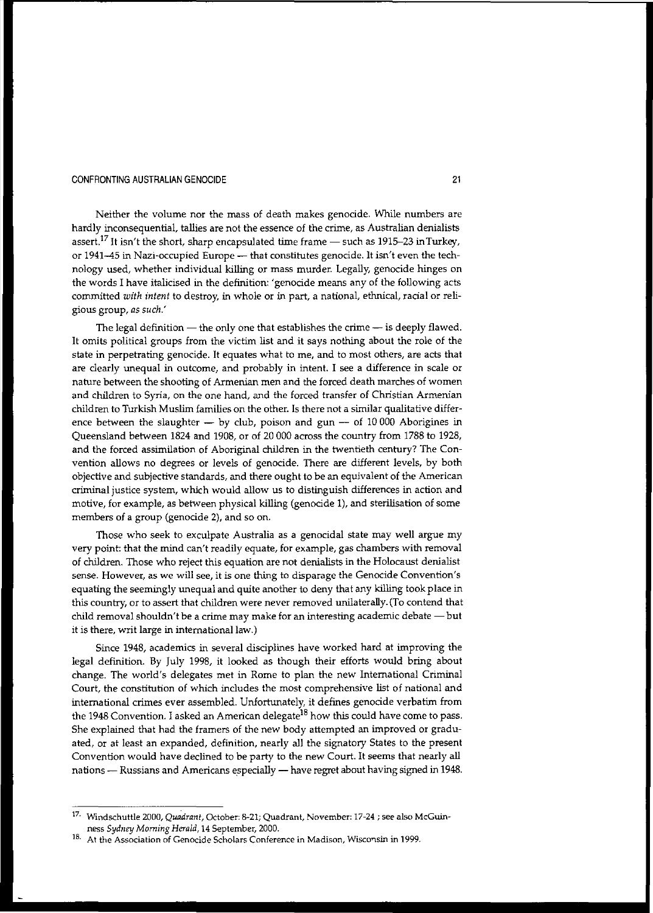Neither the volume nor the mass of death makes genocide. While numbers are hardly inconsequential, tallies are not the essence of the crime, as Australian denialists assert.[17] It isn't the short, sharp encapsulated time frame — such as 1915–23 in Turkey, or 1941–45 in Nazi-occupied Europe — that constitutes genocide. It isn't even the technology used, whether individual killing or mass murder. Legally, genocide hinges on the words I have italicised in the definition: 'genocide means any of the following acts committed *with intent* to destroy, in whole or in part, a national, ethnical, racial or religious group, *as such*.'

The legal definition — the only one that establishes the crime — is deeply flawed. It omits political groups from the victim list and it says nothing about the role of the state in perpetrating genocide. It equates what to me, and to most others, are acts that are clearly unequal in outcome, and probably in intent. I see a difference in scale or nature between the shooting of Armenian men and the forced death marches of women and children to Syria, on the one hand, and the forced transfer of Christian Armenian children to Turkish Muslim families on the other. Is there not a similar qualitative difference between the slaughter — by club, poison and gun — of 10 000 Aborigines in Queensland between 1824 and 1908, or of 20 000 across the country from 1788 to 1928, and the forced assimilation of Aboriginal children in the twentieth century? The Convention allows no degrees or levels of genocide. There are different levels, by both objective and subjective standards, and there ought to be an equivalent of the American criminal justice system, which would allow us to distinguish differences in action and motive, for example, as between physical killing (genocide 1), and sterilisation of some members of a group (genocide 2), and so on.

Those who seek to exculpate Australia as a genocidal state may well argue my very point: that the mind can't readily equate, for example, gas chambers with removal of children. Those who reject this equation are not denialists in the Holocaust denialist sense. However, as we will see, it is one thing to disparage the Genocide Convention's equating the seemingly unequal and quite another to deny that any killing took place in this country, or to assert that children were never removed unilaterally. (To contend that child removal shouldn't be a crime may make for an interesting academic debate — but it is there, writ large in international law.)

Since 1948, academics in several disciplines have worked hard at improving the legal definition. By July 1998, it looked as though their efforts would bring about change. The world's delegates met in Rome to plan the new International Criminal Court, the constitution of which includes the most comprehensive list of national and international crimes ever assembled. Unfortunately, it defines genocide verbatim from the 1948 Convention. I asked an American delegate[18] how this could have come to pass. She explained that had the framers of the new body attempted an improved or graduated, or at least an expanded, definition, nearly all the signatory States to the present Convention would have declined to be party to the new Court. It seems that nearly all nations — Russians and Americans especially — have regret about having signed in 1948.

---

17. Windschuttle 2000, *Quadrant*, October: 8-21; Quadrant, November: 17-24 ; see also McGuinness *Sydney Morning Herald*, 14 September, 2000.

18. At the Association of Genocide Scholars Conference in Madison, Wisconsin in 1999.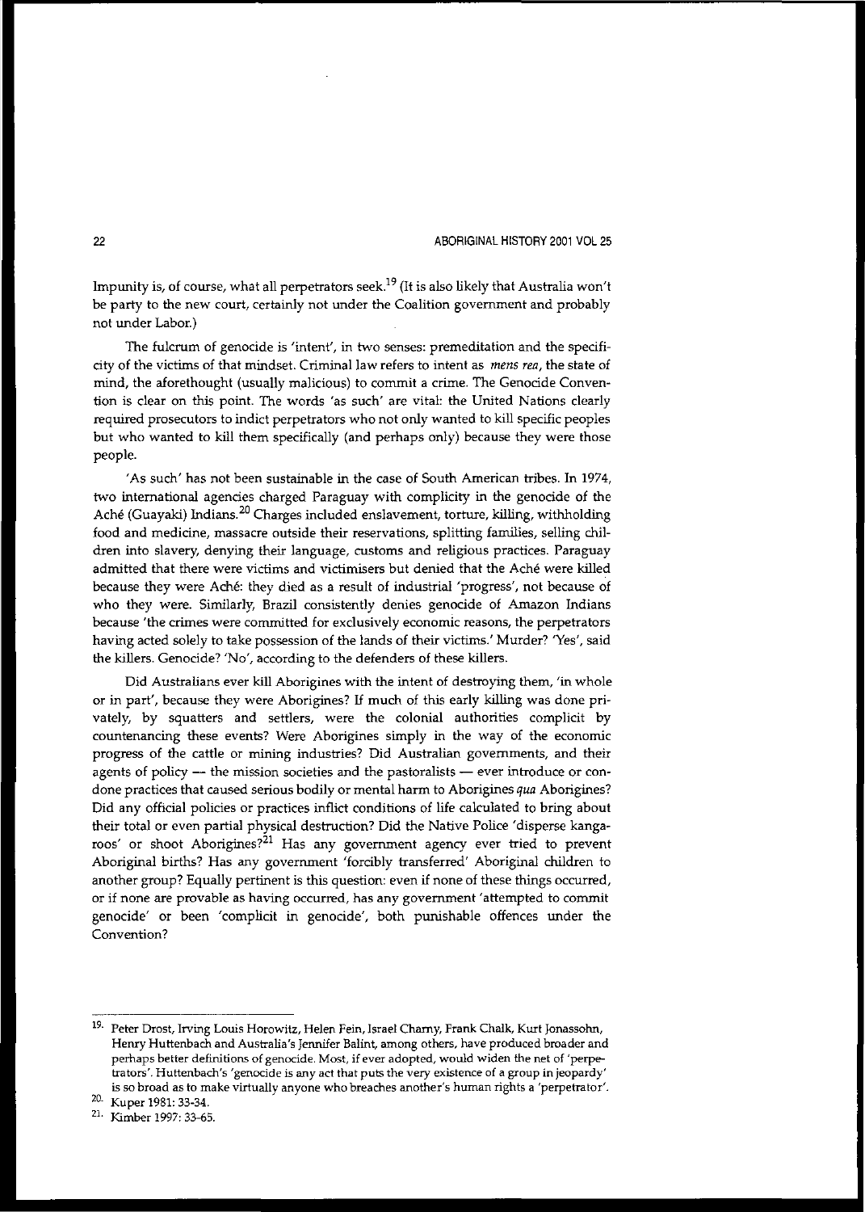Impunity is, of course, what all perpetrators seek.[19] (It is also likely that Australia won't be party to the new court, certainly not under the Coalition government and probably not under Labor.)

The fulcrum of genocide is 'intent', in two senses: premeditation and the specificity of the victims of that mindset. Criminal law refers to intent as *mens rea*, the state of mind, the aforethought (usually malicious) to commit a crime. The Genocide Convention is clear on this point. The words 'as such' are vital: the United Nations clearly required prosecutors to indict perpetrators who not only wanted to kill specific peoples but who wanted to kill them specifically (and perhaps only) because they were those people.

'As such' has not been sustainable in the case of South American tribes. In 1974, two international agencies charged Paraguay with complicity in the genocide of the Aché (Guayaki) Indians.[20] Charges included enslavement, torture, killing, withholding food and medicine, massacre outside their reservations, splitting families, selling children into slavery, denying their language, customs and religious practices. Paraguay admitted that there were victims and victimisers but denied that the Aché were killed because they were Aché: they died as a result of industrial 'progress', not because of who they were. Similarly, Brazil consistently denies genocide of Amazon Indians because 'the crimes were committed for exclusively economic reasons, the perpetrators having acted solely to take possession of the lands of their victims.' Murder? 'Yes', said the killers. Genocide? 'No', according to the defenders of these killers.

Did Australians ever kill Aborigines with the intent of destroying them, 'in whole or in part', because they were Aborigines? If much of this early killing was done privately, by squatters and settlers, were the colonial authorities complicit by countenancing these events? Were Aborigines simply in the way of the economic progress of the cattle or mining industries? Did Australian governments, and their agents of policy — the mission societies and the pastoralists — ever introduce or condone practices that caused serious bodily or mental harm to Aborigines *qua* Aborigines? Did any official policies or practices inflict conditions of life calculated to bring about their total or even partial physical destruction? Did the Native Police 'disperse kangaroos' or shoot Aborigines?[21] Has any government agency ever tried to prevent Aboriginal births? Has any government 'forcibly transferred' Aboriginal children to another group? Equally pertinent is this question: even if none of these things occurred, or if none are provable as having occurred, has any government 'attempted to commit genocide' or been 'complicit in genocide', both punishable offences under the Convention?

---

19. Peter Drost, Irving Louis Horowitz, Helen Fein, Israel Charny, Frank Chalk, Kurt Jonassohn, Henry Huttenbach and Australia's Jennifer Balint, among others, have produced broader and perhaps better definitions of genocide. Most, if ever adopted, would widen the net of 'perpetrators'. Huttenbach's 'genocide is any act that puts the very existence of a group in jeopardy' is so broad as to make virtually anyone who breaches another's human rights a 'perpetrator'.
20. Kuper 1981: 33-34.
21. Kimber 1997: 33-65.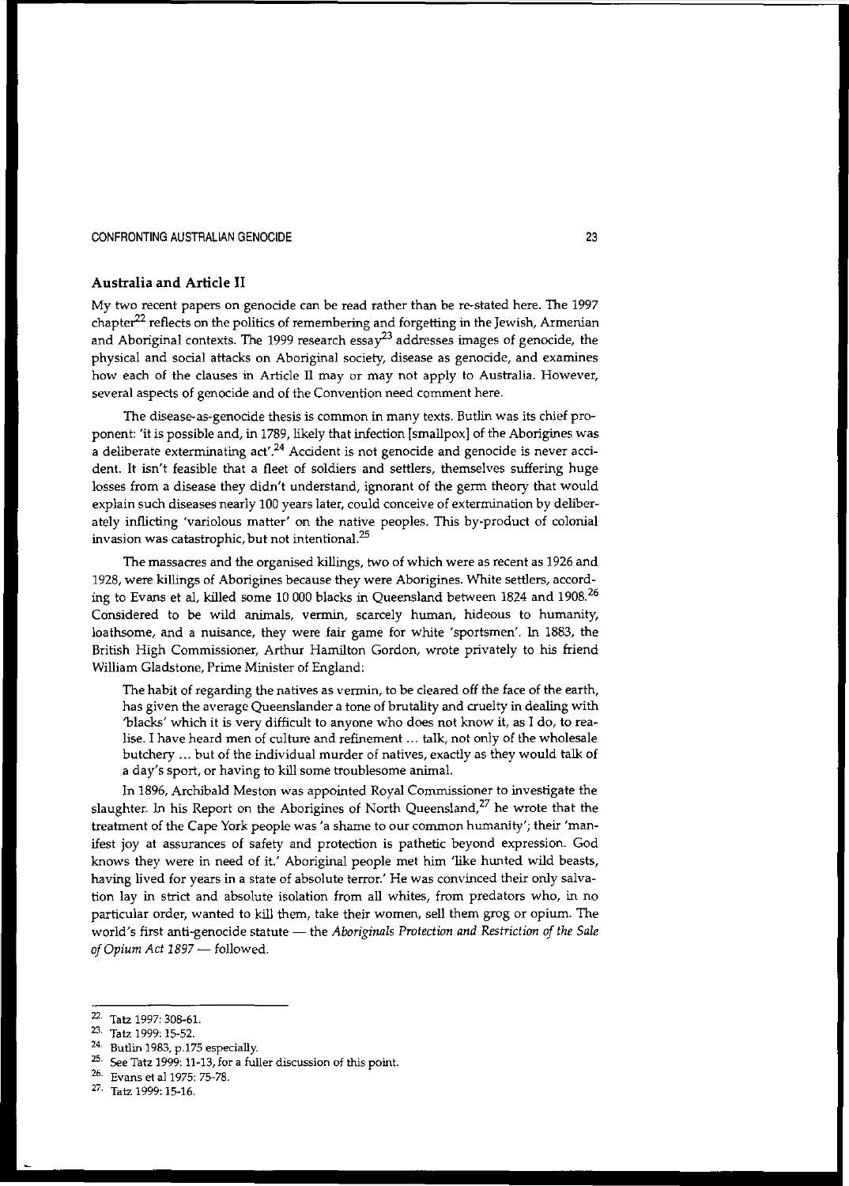## Australia and Article II

My two recent papers on genocide can be read rather than be re-stated here. The 1997 chapter[22] reflects on the politics of remembering and forgetting in the Jewish, Armenian and Aboriginal contexts. The 1999 research essay[23] addresses images of genocide, the physical and social attacks on Aboriginal society, disease as genocide, and examines how each of the clauses in Article II may or may not apply to Australia. However, several aspects of genocide and of the Convention need comment here.

The disease-as-genocide thesis is common in many texts. Butlin was its chief proponent: 'it is possible and, in 1789, likely that infection [smallpox] of the Aborigines was a deliberate exterminating act'.[24] Accident is not genocide and genocide is never accident. It isn't feasible that a fleet of soldiers and settlers, themselves suffering huge losses from a disease they didn't understand, ignorant of the germ theory that would explain such diseases nearly 100 years later, could conceive of extermination by deliberately inflicting 'variolous matter' on the native peoples. This by-product of colonial invasion was catastrophic, but not intentional.[25]

The massacres and the organised killings, two of which were as recent as 1926 and 1928, were killings of Aborigines because they were Aborigines. White settlers, according to Evans et al, killed some 10 000 blacks in Queensland between 1824 and 1908.[26] Considered to be wild animals, vermin, scarcely human, hideous to humanity, loathsome, and a nuisance, they were fair game for white 'sportsmen'. In 1883, the British High Commissioner, Arthur Hamilton Gordon, wrote privately to his friend William Gladstone, Prime Minister of England:

> The habit of regarding the natives as vermin, to be cleared off the face of the earth, has given the average Queenslander a tone of brutality and cruelty in dealing with 'blacks' which it is very difficult to anyone who does not know it, as I do, to realise. I have heard men of culture and refinement ... talk, not only of the wholesale butchery ... but of the individual murder of natives, exactly as they would talk of a day's sport, or having to kill some troublesome animal.

In 1896, Archibald Meston was appointed Royal Commissioner to investigate the slaughter. In his Report on the Aborigines of North Queensland,[27] he wrote that the treatment of the Cape York people was 'a shame to our common humanity'; their 'manifest joy at assurances of safety and protection is pathetic beyond expression. God knows they were in need of it.' Aboriginal people met him 'like hunted wild beasts, having lived for years in a state of absolute terror.' He was convinced their only salvation lay in strict and absolute isolation from all whites, from predators who, in no particular order, wanted to kill them, take their women, sell them grog or opium. The world's first anti-genocide statute — the *Aboriginals Protection and Restriction of the Sale of Opium Act 1897* — followed.

---

22. Tatz 1997: 308-61.
23. Tatz 1999: 15-52.
24. Butlin 1983, p.175 especially.
25. See Tatz 1999: 11-13, for a fuller discussion of this point.
26. Evans et al 1975: 75-78.
27. Tatz 1999: 15-16.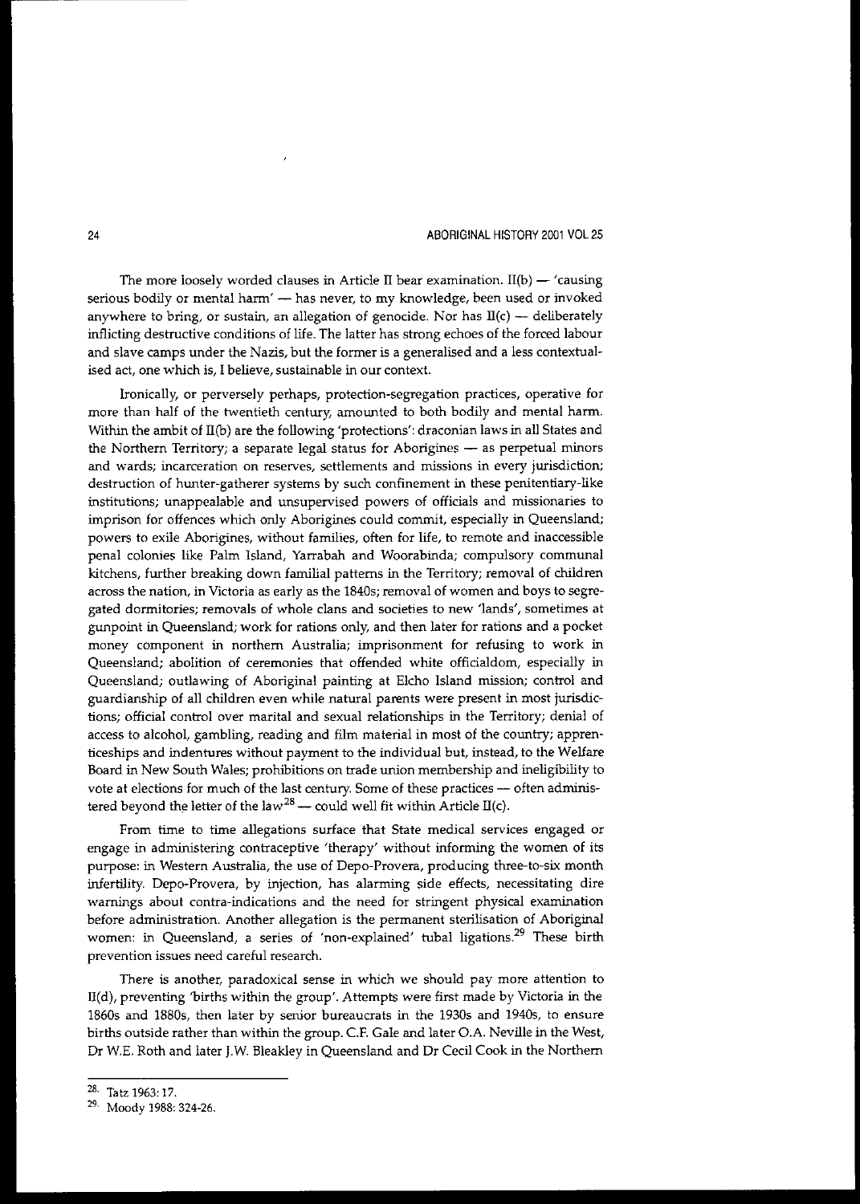The more loosely worded clauses in Article II bear examination. II(b) — 'causing serious bodily or mental harm' — has never, to my knowledge, been used or invoked anywhere to bring, or sustain, an allegation of genocide. Nor has II(c) — deliberately inflicting destructive conditions of life. The latter has strong echoes of the forced labour and slave camps under the Nazis, but the former is a generalised and a less contextualised act, one which is, I believe, sustainable in our context.

Ironically, or perversely perhaps, protection-segregation practices, operative for more than half of the twentieth century, amounted to both bodily and mental harm. Within the ambit of II(b) are the following 'protections': draconian laws in all States and the Northern Territory; a separate legal status for Aborigines — as perpetual minors and wards; incarceration on reserves, settlements and missions in every jurisdiction; destruction of hunter-gatherer systems by such confinement in these penitentiary-like institutions; unappealable and unsupervised powers of officials and missionaries to imprison for offences which only Aborigines could commit, especially in Queensland; powers to exile Aborigines, without families, often for life, to remote and inaccessible penal colonies like Palm Island, Yarrabah and Woorabinda; compulsory communal kitchens, further breaking down familial patterns in the Territory; removal of children across the nation, in Victoria as early as the 1840s; removal of women and boys to segregated dormitories; removals of whole clans and societies to new 'lands', sometimes at gunpoint in Queensland; work for rations only, and then later for rations and a pocket money component in northern Australia; imprisonment for refusing to work in Queensland; abolition of ceremonies that offended white officialdom, especially in Queensland; outlawing of Aboriginal painting at Elcho Island mission; control and guardianship of all children even while natural parents were present in most jurisdictions; official control over marital and sexual relationships in the Territory; denial of access to alcohol, gambling, reading and film material in most of the country; apprenticeships and indentures without payment to the individual but, instead, to the Welfare Board in New South Wales; prohibitions on trade union membership and ineligibility to vote at elections for much of the last century. Some of these practices — often administered beyond the letter of the law[28] — could well fit within Article II(c).

From time to time allegations surface that State medical services engaged or engage in administering contraceptive 'therapy' without informing the women of its purpose: in Western Australia, the use of Depo-Provera, producing three-to-six month infertility. Depo-Provera, by injection, has alarming side effects, necessitating dire warnings about contra-indications and the need for stringent physical examination before administration. Another allegation is the permanent sterilisation of Aboriginal women: in Queensland, a series of 'non-explained' tubal ligations.[29] These birth prevention issues need careful research.

There is another, paradoxical sense in which we should pay more attention to II(d), preventing 'births within the group'. Attempts were first made by Victoria in the 1860s and 1880s, then later by senior bureaucrats in the 1930s and 1940s, to ensure births outside rather than within the group. C.F. Gale and later O.A. Neville in the West, Dr W.E. Roth and later J.W. Bleakley in Queensland and Dr Cecil Cook in the Northern

---

28. Tatz 1963: 17.

29. Moody 1988: 324-26.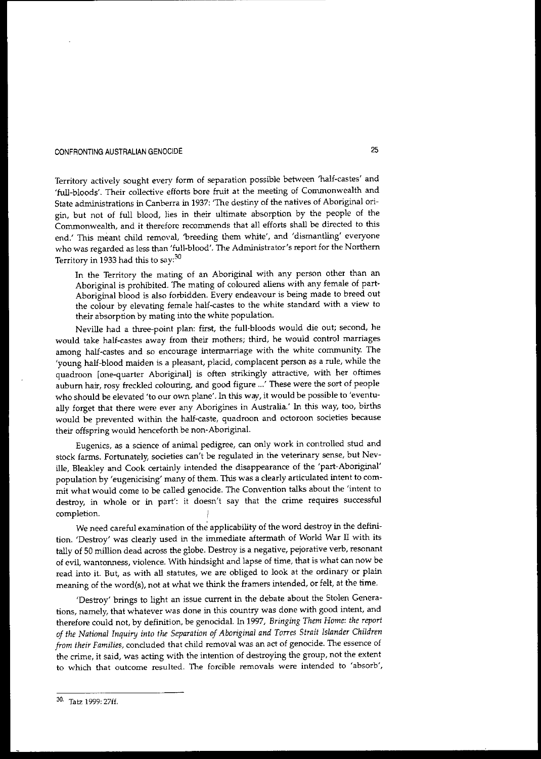Territory actively sought every form of separation possible between 'half-castes' and 'full-bloods'. Their collective efforts bore fruit at the meeting of Commonwealth and State administrations in Canberra in 1937: 'The destiny of the natives of Aboriginal origin, but not of full blood, lies in their ultimate absorption by the people of the Commonwealth, and it therefore recommends that all efforts shall be directed to this end.' This meant child removal, 'breeding them white', and 'dismantling' everyone who was regarded as less than 'full-blood'. The Administrator's report for the Northern Territory in 1933 had this to say:[30]

> In the Territory the mating of an Aboriginal with any person other than an Aboriginal is prohibited. The mating of coloured aliens with any female of part-Aboriginal blood is also forbidden. Every endeavour is being made to breed out the colour by elevating female half-castes to the white standard with a view to their absorption by mating into the white population.

Neville had a three-point plan: first, the full-bloods would die out; second, he would take half-castes away from their mothers; third, he would control marriages among half-castes and so encourage intermarriage with the white community. The 'young half-blood maiden is a pleasant, placid, complacent person as a rule, while the quadroon [one-quarter Aboriginal] is often strikingly attractive, with her oftimes auburn hair, rosy freckled colouring, and good figure ...' These were the sort of people who should be elevated 'to our own plane'. In this way, it would be possible to 'eventually forget that there were ever any Aborigines in Australia.' In this way, too, births would be prevented within the half-caste, quadroon and octoroon societies because their offspring would henceforth be non-Aboriginal.

Eugenics, as a science of animal pedigree, can only work in controlled stud and stock farms. Fortunately, societies can't be regulated in the veterinary sense, but Neville, Bleakley and Cook certainly intended the disappearance of the 'part-Aboriginal' population by 'eugenicising' many of them. This was a clearly articulated intent to commit what would come to be called genocide. The Convention talks about the 'intent to destroy, in whole or in part': it doesn't say that the crime requires successful completion.

We need careful examination of the applicability of the word destroy in the definition. 'Destroy' was clearly used in the immediate aftermath of World War II with its tally of 50 million dead across the globe. Destroy is a negative, pejorative verb, resonant of evil, wantonness, violence. With hindsight and lapse of time, that is what can now be read into it. But, as with all statutes, we are obliged to look at the ordinary or plain meaning of the word(s), not at what we think the framers intended, or felt, at the time.

'Destroy' brings to light an issue current in the debate about the Stolen Generations, namely, that whatever was done in this country was done with good intent, and therefore could not, by definition, be genocidal. In 1997, *Bringing Them Home: the report of the National Inquiry into the Separation of Aboriginal and Torres Strait Islander Children from their Families*, concluded that child removal was an act of genocide. The essence of the crime, it said, was acting with the intention of destroying the group, not the extent to which that outcome resulted. The forcible removals were intended to 'absorb',

---

30. Tatz 1999: 27ff.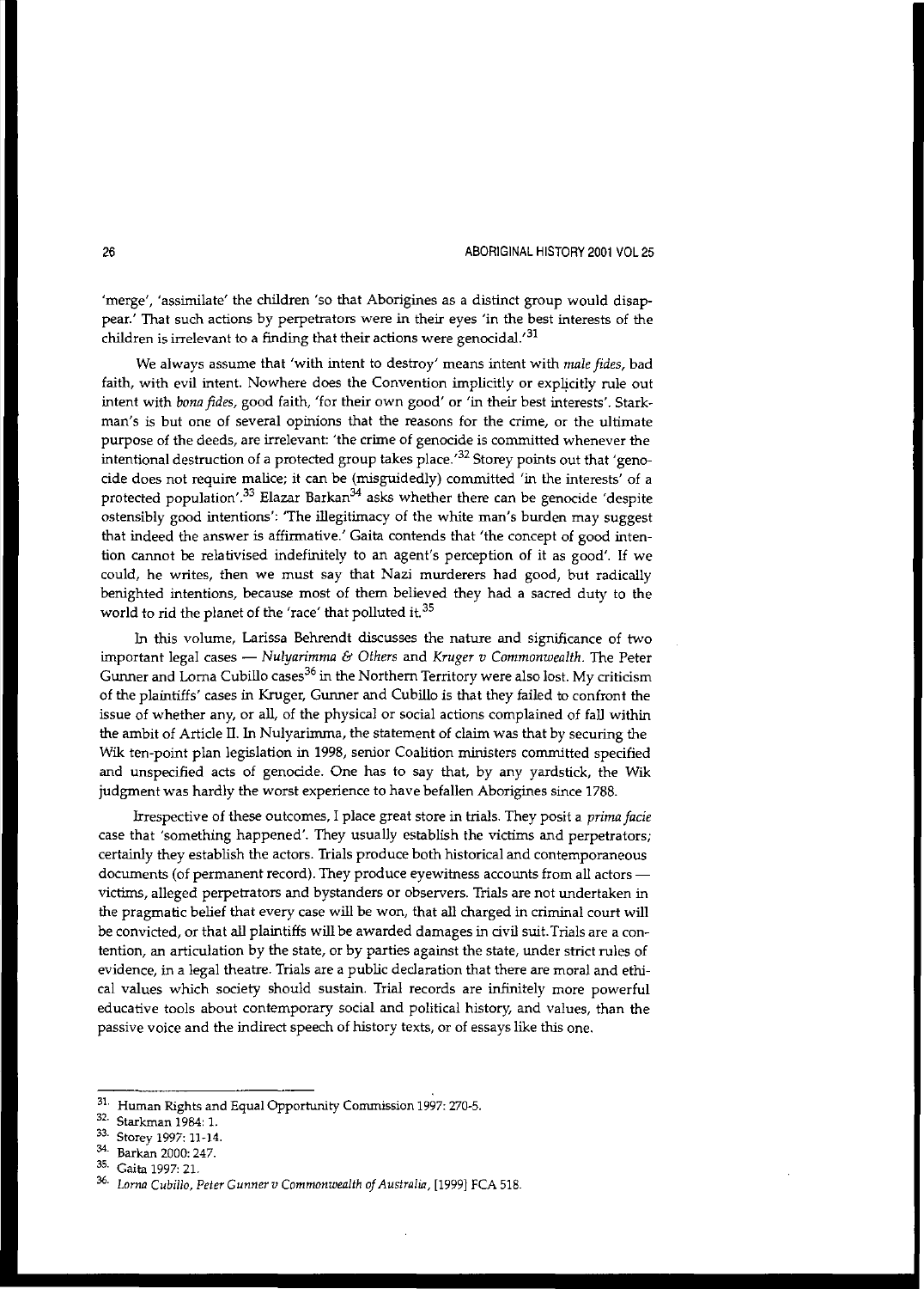'merge', 'assimilate' the children 'so that Aborigines as a distinct group would disappear.' That such actions by perpetrators were in their eyes 'in the best interests of the children is irrelevant to a finding that their actions were genocidal.'[31]

We always assume that 'with intent to destroy' means intent with *male fides*, bad faith, with evil intent. Nowhere does the Convention implicitly or explicitly rule out intent with *bona fides*, good faith, 'for their own good' or 'in their best interests'. Starkman's is but one of several opinions that the reasons for the crime, or the ultimate purpose of the deeds, are irrelevant: 'the crime of genocide is committed whenever the intentional destruction of a protected group takes place.'[32] Storey points out that 'genocide does not require malice; it can be (misguidedly) committed 'in the interests' of a protected population'.[33] Elazar Barkan[34] asks whether there can be genocide 'despite ostensibly good intentions': 'The illegitimacy of the white man's burden may suggest that indeed the answer is affirmative.' Gaita contends that 'the concept of good intention cannot be relativised indefinitely to an agent's perception of it as good'. If we could, he writes, then we must say that Nazi murderers had good, but radically benighted intentions, because most of them believed they had a sacred duty to the world to rid the planet of the 'race' that polluted it.[35]

In this volume, Larissa Behrendt discusses the nature and significance of two important legal cases — *Nulyarimma & Others* and *Kruger v Commonwealth*. The Peter Gunner and Lorna Cubillo cases[36] in the Northern Territory were also lost. My criticism of the plaintiffs' cases in Kruger, Gunner and Cubillo is that they failed to confront the issue of whether any, or all, of the physical or social actions complained of fall within the ambit of Article II. In Nulyarimma, the statement of claim was that by securing the Wik ten-point plan legislation in 1998, senior Coalition ministers committed specified and unspecified acts of genocide. One has to say that, by any yardstick, the Wik judgment was hardly the worst experience to have befallen Aborigines since 1788.

Irrespective of these outcomes, I place great store in trials. They posit a *prima facie* case that 'something happened'. They usually establish the victims and perpetrators; certainly they establish the actors. Trials produce both historical and contemporaneous documents (of permanent record). They produce eyewitness accounts from all actors — victims, alleged perpetrators and bystanders or observers. Trials are not undertaken in the pragmatic belief that every case will be won, that all charged in criminal court will be convicted, or that all plaintiffs will be awarded damages in civil suit. Trials are a contention, an articulation by the state, or by parties against the state, under strict rules of evidence, in a legal theatre. Trials are a public declaration that there are moral and ethical values which society should sustain. Trial records are infinitely more powerful educative tools about contemporary social and political history, and values, than the passive voice and the indirect speech of history texts, or of essays like this one.

---

31. Human Rights and Equal Opportunity Commission 1997: 270-5.
32. Starkman 1984: 1.
33. Storey 1997: 11-14.
34. Barkan 2000: 247.
35. Gaita 1997: 21.
36. *Lorna Cubillo, Peter Gunner v Commonwealth of Australia*, [1999] FCA 518.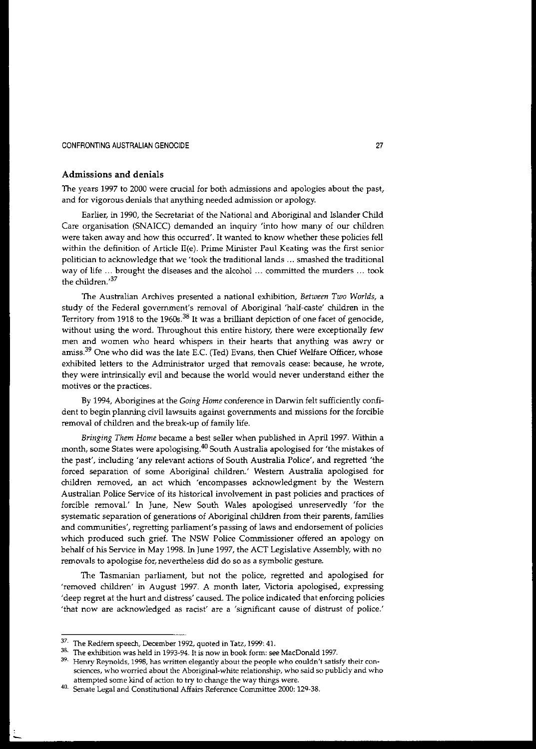## Admissions and denials

The years 1997 to 2000 were crucial for both admissions and apologies about the past, and for vigorous denials that anything needed admission or apology.

Earlier, in 1990, the Secretariat of the National and Aboriginal and Islander Child Care organisation (SNAICC) demanded an inquiry 'into how many of our children were taken away and how this occurred'. It wanted to know whether these policies fell within the definition of Article II(e). Prime Minister Paul Keating was the first senior politician to acknowledge that we 'took the traditional lands ... smashed the traditional way of life ... brought the diseases and the alcohol ... committed the murders ... took the children.'[37]

The Australian Archives presented a national exhibition, *Between Two Worlds*, a study of the Federal government's removal of Aboriginal 'half-caste' children in the Territory from 1918 to the 1960s.[38] It was a brilliant depiction of one facet of genocide, without using the word. Throughout this entire history, there were exceptionally few men and women who heard whispers in their hearts that anything was awry or amiss.[39] One who did was the late E.C. (Ted) Evans, then Chief Welfare Officer, whose exhibited letters to the Administrator urged that removals cease: because, he wrote, they were intrinsically evil and because the world would never understand either the motives or the practices.

By 1994, Aborigines at the *Going Home* conference in Darwin felt sufficiently confident to begin planning civil lawsuits against governments and missions for the forcible removal of children and the break-up of family life.

*Bringing Them Home* became a best seller when published in April 1997. Within a month, some States were apologising.[40] South Australia apologised for 'the mistakes of the past', including 'any relevant actions of South Australia Police', and regretted 'the forced separation of some Aboriginal children.' Western Australia apologised for children removed, an act which 'encompasses acknowledgment by the Western Australian Police Service of its historical involvement in past policies and practices of forcible removal.' In June, New South Wales apologised unreservedly 'for the systematic separation of generations of Aboriginal children from their parents, families and communities', regretting parliament's passing of laws and endorsement of policies which produced such grief. The NSW Police Commissioner offered an apology on behalf of his Service in May 1998. In June 1997, the ACT Legislative Assembly, with no removals to apologise for, nevertheless did do so as a symbolic gesture.

The Tasmanian parliament, but not the police, regretted and apologised for 'removed children' in August 1997. A month later, Victoria apologised, expressing 'deep regret at the hurt and distress' caused. The police indicated that enforcing policies 'that now are acknowledged as racist' are a 'significant cause of distrust of police.'

---

37. The Redfern speech, December 1992, quoted in Tatz, 1999: 41.
38. The exhibition was held in 1993-94. It is now in book form: see MacDonald 1997.
39. Henry Reynolds, 1998, has written elegantly about the people who couldn't satisfy their consciences, who worried about the Aboriginal-white relationship, who said so publicly and who attempted some kind of action to try to change the way things were.
40. Senate Legal and Constitutional Affairs Reference Committee 2000: 129-38.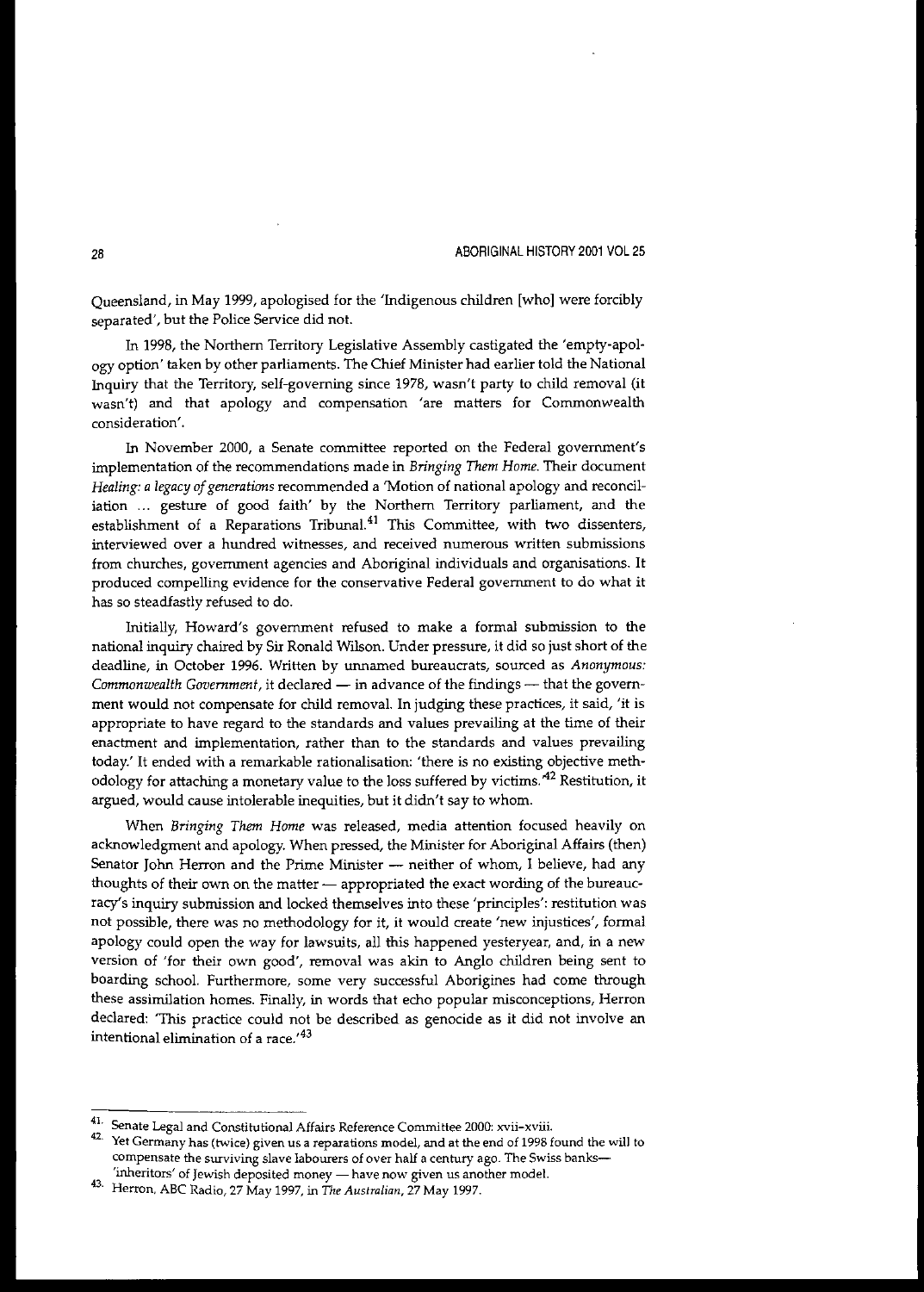Queensland, in May 1999, apologised for the 'Indigenous children [who] were forcibly separated', but the Police Service did not.

In 1998, the Northern Territory Legislative Assembly castigated the 'empty-apology option' taken by other parliaments. The Chief Minister had earlier told the National Inquiry that the Territory, self-governing since 1978, wasn't party to child removal (it wasn't) and that apology and compensation 'are matters for Commonwealth consideration'.

In November 2000, a Senate committee reported on the Federal government's implementation of the recommendations made in *Bringing Them Home*. Their document *Healing: a legacy of generations* recommended a 'Motion of national apology and reconciliation ... gesture of good faith' by the Northern Territory parliament, and the establishment of a Reparations Tribunal.[41] This Committee, with two dissenters, interviewed over a hundred witnesses, and received numerous written submissions from churches, government agencies and Aboriginal individuals and organisations. It produced compelling evidence for the conservative Federal government to do what it has so steadfastly refused to do.

Initially, Howard's government refused to make a formal submission to the national inquiry chaired by Sir Ronald Wilson. Under pressure, it did so just short of the deadline, in October 1996. Written by unnamed bureaucrats, sourced as *Anonymous: Commonwealth Government*, it declared — in advance of the findings — that the government would not compensate for child removal. In judging these practices, it said, 'it is appropriate to have regard to the standards and values prevailing at the time of their enactment and implementation, rather than to the standards and values prevailing today.' It ended with a remarkable rationalisation: 'there is no existing objective methodology for attaching a monetary value to the loss suffered by victims.'[42] Restitution, it argued, would cause intolerable inequities, but it didn't say to whom.

When *Bringing Them Home* was released, media attention focused heavily on acknowledgment and apology. When pressed, the Minister for Aboriginal Affairs (then) Senator John Herron and the Prime Minister — neither of whom, I believe, had any thoughts of their own on the matter — appropriated the exact wording of the bureaucracy's inquiry submission and locked themselves into these 'principles': restitution was not possible, there was no methodology for it, it would create 'new injustices', formal apology could open the way for lawsuits, all this happened yesteryear, and, in a new version of 'for their own good', removal was akin to Anglo children being sent to boarding school. Furthermore, some very successful Aborigines had come through these assimilation homes. Finally, in words that echo popular misconceptions, Herron declared: 'This practice could not be described as genocide as it did not involve an intentional elimination of a race.'[43]

---

41. Senate Legal and Constitutional Affairs Reference Committee 2000: xvii–xviii.
42. Yet Germany has (twice) given us a reparations model, and at the end of 1998 found the will to compensate the surviving slave labourers of over half a century ago. The Swiss banks—'inheritors' of Jewish deposited money — have now given us another model.
43. Herron, ABC Radio, 27 May 1997, in *The Australian*, 27 May 1997.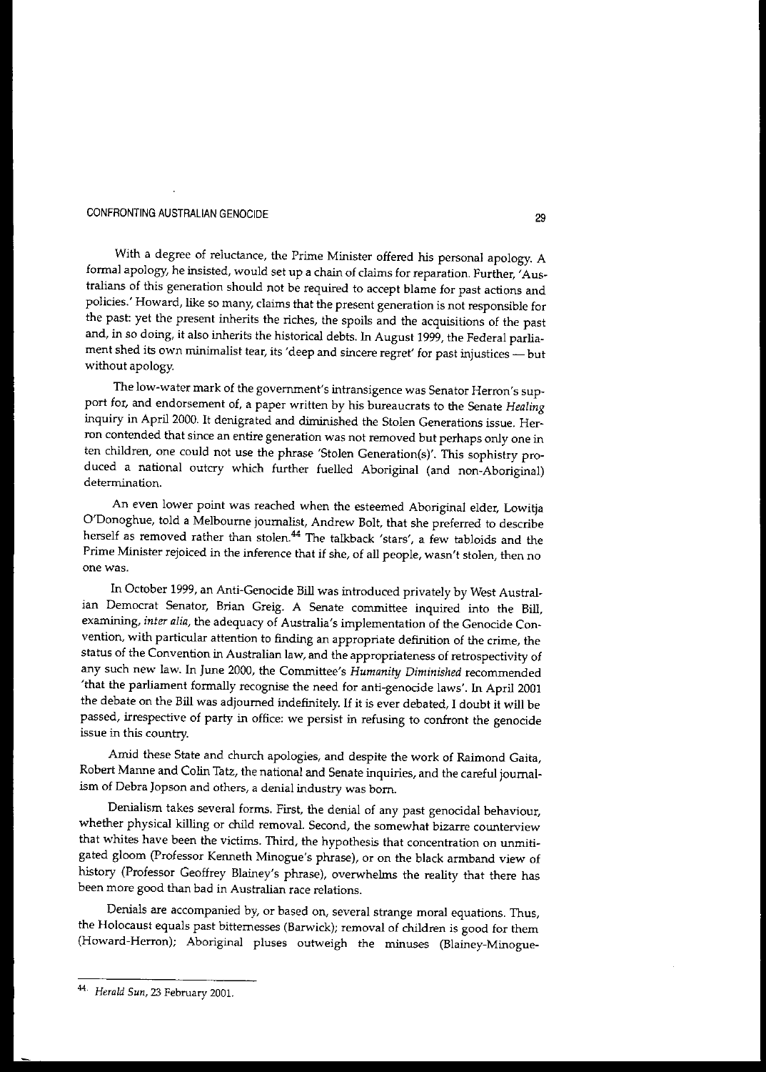With a degree of reluctance, the Prime Minister offered his personal apology. A formal apology, he insisted, would set up a chain of claims for reparation. Further, 'Australians of this generation should not be required to accept blame for past actions and policies.' Howard, like so many, claims that the present generation is not responsible for the past: yet the present inherits the riches, the spoils and the acquisitions of the past and, in so doing, it also inherits the historical debts. In August 1999, the Federal parliament shed its own minimalist tear, its 'deep and sincere regret' for past injustices — but without apology.

The low-water mark of the government's intransigence was Senator Herron's support for, and endorsement of, a paper written by his bureaucrats to the Senate *Healing* inquiry in April 2000. It denigrated and diminished the Stolen Generations issue. Herron contended that since an entire generation was not removed but perhaps only one in ten children, one could not use the phrase 'Stolen Generation(s)'. This sophistry produced a national outcry which further fuelled Aboriginal (and non-Aboriginal) determination.

An even lower point was reached when the esteemed Aboriginal elder, Lowitja O'Donoghue, told a Melbourne journalist, Andrew Bolt, that she preferred to describe herself as removed rather than stolen.[44] The talkback 'stars', a few tabloids and the Prime Minister rejoiced in the inference that if she, of all people, wasn't stolen, then no one was.

In October 1999, an Anti-Genocide Bill was introduced privately by West Australian Democrat Senator, Brian Greig. A Senate committee inquired into the Bill, examining, *inter alia*, the adequacy of Australia's implementation of the Genocide Convention, with particular attention to finding an appropriate definition of the crime, the status of the Convention in Australian law, and the appropriateness of retrospectivity of any such new law. In June 2000, the Committee's *Humanity Diminished* recommended 'that the parliament formally recognise the need for anti-genocide laws'. In April 2001 the debate on the Bill was adjourned indefinitely. If it is ever debated, I doubt it will be passed, irrespective of party in office: we persist in refusing to confront the genocide issue in this country.

Amid these State and church apologies, and despite the work of Raimond Gaita, Robert Manne and Colin Tatz, the national and Senate inquiries, and the careful journalism of Debra Jopson and others, a denial industry was born.

Denialism takes several forms. First, the denial of any past genocidal behaviour, whether physical killing or child removal. Second, the somewhat bizarre counterview that whites have been the victims. Third, the hypothesis that concentration on unmitigated gloom (Professor Kenneth Minogue's phrase), or on the black armband view of history (Professor Geoffrey Blainey's phrase), overwhelms the reality that there has been more good than bad in Australian race relations.

Denials are accompanied by, or based on, several strange moral equations. Thus, the Holocaust equals past bitternesses (Barwick); removal of children is good for them (Howard-Herron); Aboriginal pluses outweigh the minuses (Blainey-Minogue-

---

[44] *Herald Sun*, 23 February 2001.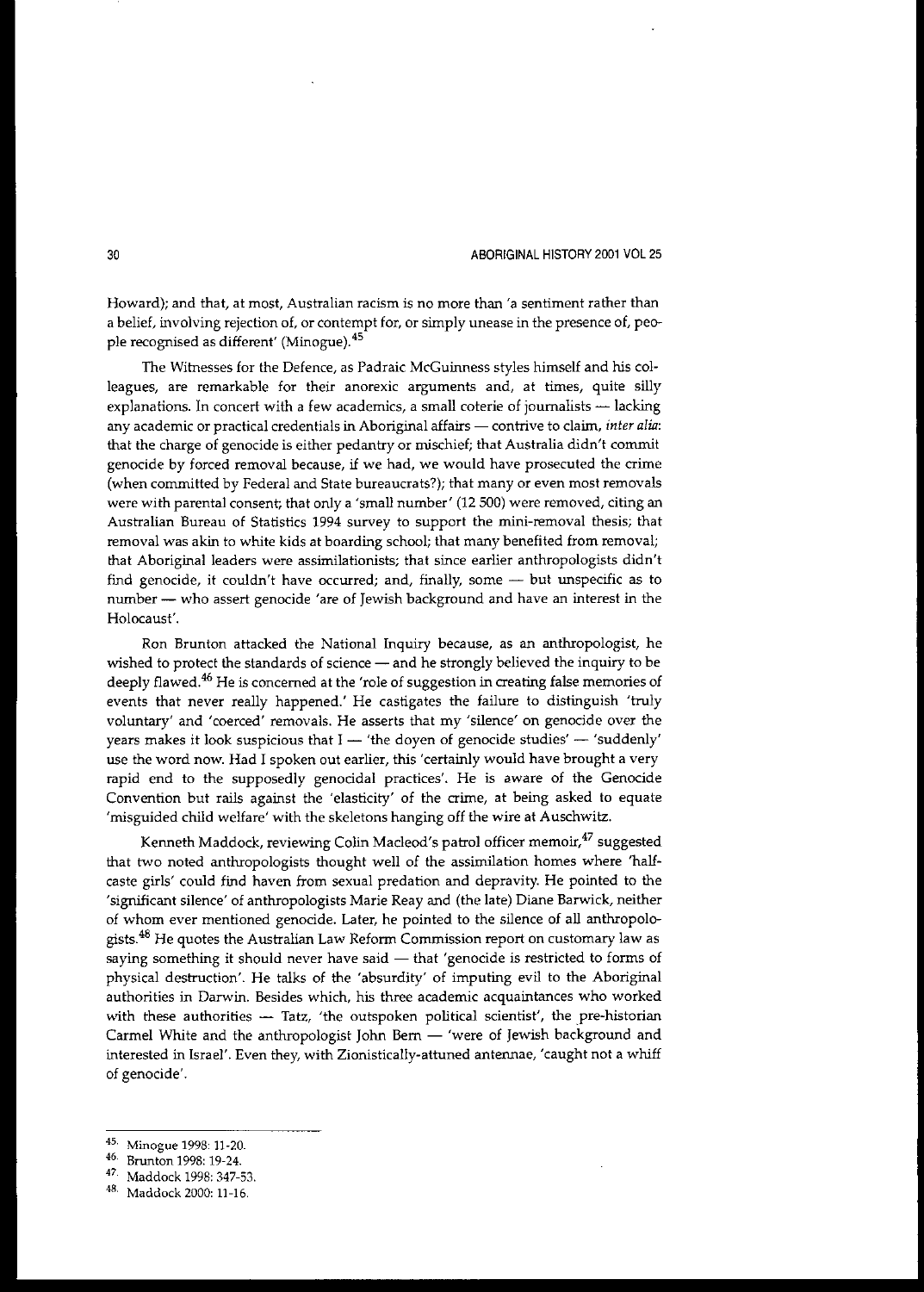Howard); and that, at most, Australian racism is no more than 'a sentiment rather than a belief, involving rejection of, or contempt for, or simply unease in the presence of, people recognised as different' (Minogue).[45]

The Witnesses for the Defence, as Padraic McGuinness styles himself and his colleagues, are remarkable for their anorexic arguments and, at times, quite silly explanations. In concert with a few academics, a small coterie of journalists — lacking any academic or practical credentials in Aboriginal affairs — contrive to claim, *inter alia*: that the charge of genocide is either pedantry or mischief; that Australia didn't commit genocide by forced removal because, if we had, we would have prosecuted the crime (when committed by Federal and State bureaucrats?); that many or even most removals were with parental consent; that only a 'small number' (12 500) were removed, citing an Australian Bureau of Statistics 1994 survey to support the mini-removal thesis; that removal was akin to white kids at boarding school; that many benefited from removal; that Aboriginal leaders were assimilationists; that since earlier anthropologists didn't find genocide, it couldn't have occurred; and, finally, some — but unspecific as to number — who assert genocide 'are of Jewish background and have an interest in the Holocaust'.

Ron Brunton attacked the National Inquiry because, as an anthropologist, he wished to protect the standards of science — and he strongly believed the inquiry to be deeply flawed.[46] He is concerned at the 'role of suggestion in creating false memories of events that never really happened.' He castigates the failure to distinguish 'truly voluntary' and 'coerced' removals. He asserts that my 'silence' on genocide over the years makes it look suspicious that I — 'the doyen of genocide studies' — 'suddenly' use the word now. Had I spoken out earlier, this 'certainly would have brought a very rapid end to the supposedly genocidal practices'. He is aware of the Genocide Convention but rails against the 'elasticity' of the crime, at being asked to equate 'misguided child welfare' with the skeletons hanging off the wire at Auschwitz.

Kenneth Maddock, reviewing Colin Macleod's patrol officer memoir,[47] suggested that two noted anthropologists thought well of the assimilation homes where 'half-caste girls' could find haven from sexual predation and depravity. He pointed to the 'significant silence' of anthropologists Marie Reay and (the late) Diane Barwick, neither of whom ever mentioned genocide. Later, he pointed to the silence of all anthropologists.[48] He quotes the Australian Law Reform Commission report on customary law as saying something it should never have said — that 'genocide is restricted to forms of physical destruction'. He talks of the 'absurdity' of imputing evil to the Aboriginal authorities in Darwin. Besides which, his three academic acquaintances who worked with these authorities — Tatz, 'the outspoken political scientist', the pre-historian Carmel White and the anthropologist John Bern — 'were of Jewish background and interested in Israel'. Even they, with Zionistically-attuned antennae, 'caught not a whiff of genocide'.

---

45. Minogue 1998: 11-20.
46. Brunton 1998: 19-24.
47. Maddock 1998: 347-53.
48. Maddock 2000: 11-16.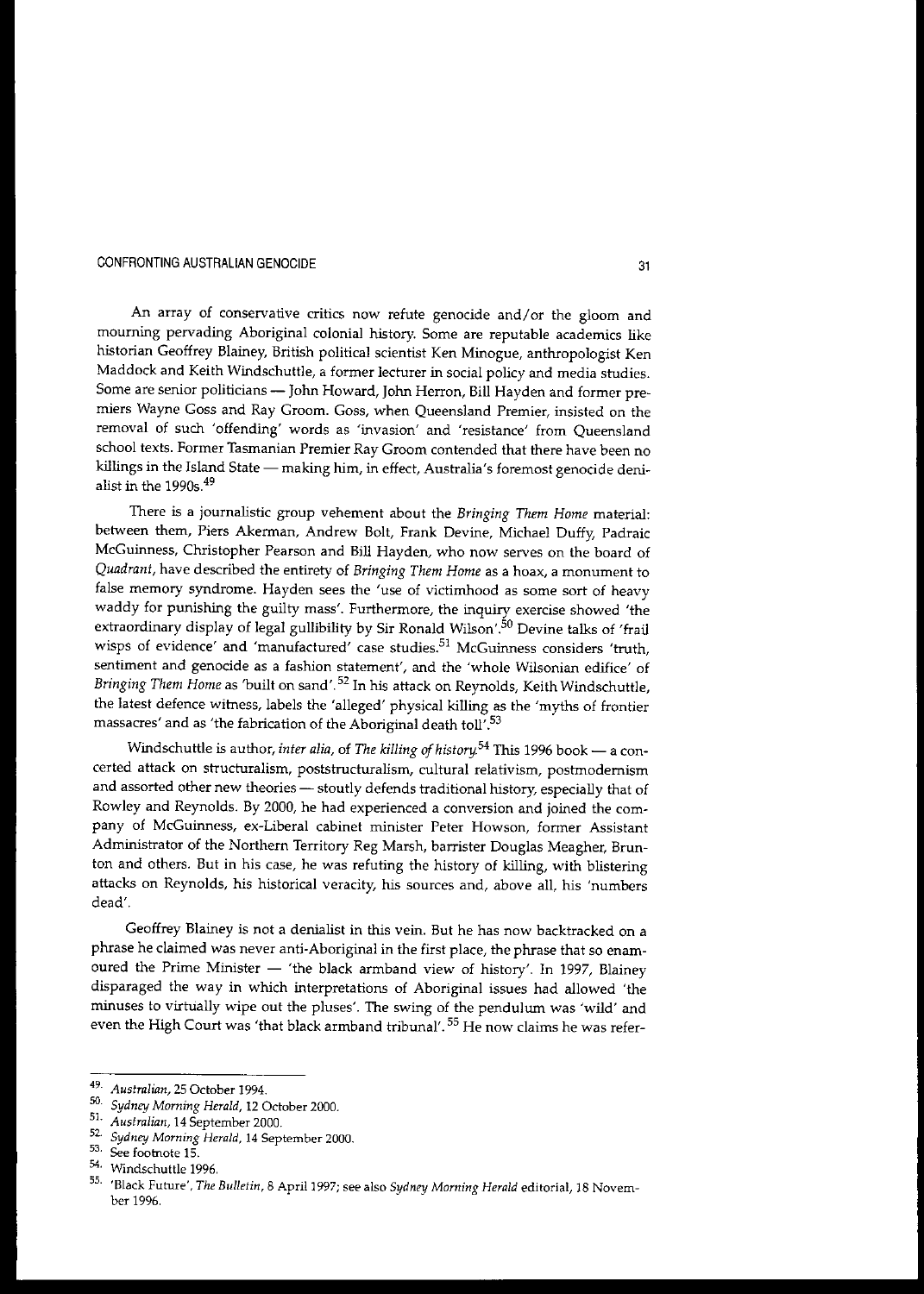An array of conservative critics now refute genocide and/or the gloom and mourning pervading Aboriginal colonial history. Some are reputable academics like historian Geoffrey Blainey, British political scientist Ken Minogue, anthropologist Ken Maddock and Keith Windschuttle, a former lecturer in social policy and media studies. Some are senior politicians — John Howard, John Herron, Bill Hayden and former premiers Wayne Goss and Ray Groom. Goss, when Queensland Premier, insisted on the removal of such 'offending' words as 'invasion' and 'resistance' from Queensland school texts. Former Tasmanian Premier Ray Groom contended that there have been no killings in the Island State — making him, in effect, Australia's foremost genocide denialist in the 1990s.[49]

There is a journalistic group vehement about the *Bringing Them Home* material: between them, Piers Akerman, Andrew Bolt, Frank Devine, Michael Duffy, Padraic McGuinness, Christopher Pearson and Bill Hayden, who now serves on the board of *Quadrant*, have described the entirety of *Bringing Them Home* as a hoax, a monument to false memory syndrome. Hayden sees the 'use of victimhood as some sort of heavy waddy for punishing the guilty mass'. Furthermore, the inquiry exercise showed 'the extraordinary display of legal gullibility by Sir Ronald Wilson'.[50] Devine talks of 'frail wisps of evidence' and 'manufactured' case studies.[51] McGuinness considers 'truth, sentiment and genocide as a fashion statement', and the 'whole Wilsonian edifice' of *Bringing Them Home* as 'built on sand'.[52] In his attack on Reynolds, Keith Windschuttle, the latest defence witness, labels the 'alleged' physical killing as the 'myths of frontier massacres' and as 'the fabrication of the Aboriginal death toll'.[53]

Windschuttle is author, *inter alia*, of *The killing of history*.[54] This 1996 book — a concerted attack on structuralism, poststructuralism, cultural relativism, postmodernism and assorted other new theories — stoutly defends traditional history, especially that of Rowley and Reynolds. By 2000, he had experienced a conversion and joined the company of McGuinness, ex-Liberal cabinet minister Peter Howson, former Assistant Administrator of the Northern Territory Reg Marsh, barrister Douglas Meagher, Brunton and others. But in his case, he was refuting the history of killing, with blistering attacks on Reynolds, his historical veracity, his sources and, above all, his 'numbers dead'.

Geoffrey Blainey is not a denialist in this vein. But he has now backtracked on a phrase he claimed was never anti-Aboriginal in the first place, the phrase that so enamoured the Prime Minister — 'the black armband view of history'. In 1997, Blainey disparaged the way in which interpretations of Aboriginal issues had allowed 'the minuses to virtually wipe out the pluses'. The swing of the pendulum was 'wild' and even the High Court was 'that black armband tribunal'.[55] He now claims he was refer-

---

49. *Australian*, 25 October 1994.
50. *Sydney Morning Herald*, 12 October 2000.
51. *Australian*, 14 September 2000.
52. *Sydney Morning Herald*, 14 September 2000.
53. See footnote 15.
54. Windschuttle 1996.
55. 'Black Future', *The Bulletin*, 8 April 1997; see also *Sydney Morning Herald* editorial, 18 November 1996.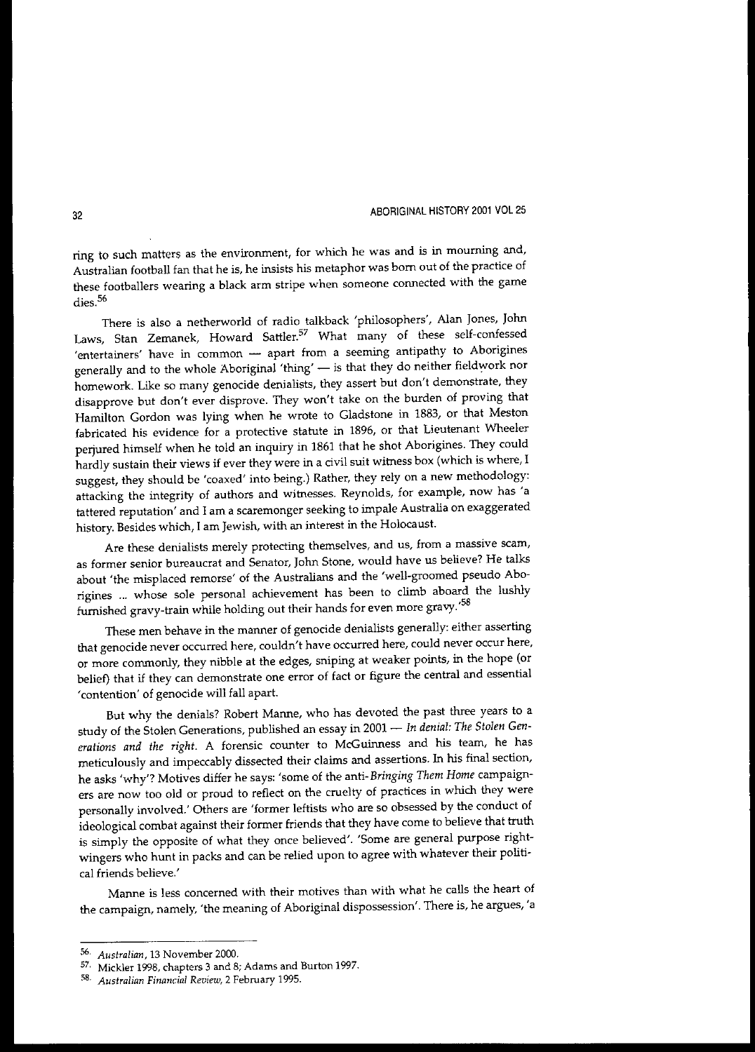ring to such matters as the environment, for which he was and is in mourning and, Australian football fan that he is, he insists his metaphor was born out of the practice of these footballers wearing a black arm stripe when someone connected with the game dies.[56]

There is also a netherworld of radio talkback 'philosophers', Alan Jones, John Laws, Stan Zemanek, Howard Sattler.[57] What many of these self-confessed 'entertainers' have in common — apart from a seeming antipathy to Aborigines generally and to the whole Aboriginal 'thing' — is that they do neither fieldwork nor homework. Like so many genocide denialists, they assert but don't demonstrate, they disapprove but don't ever disprove. They won't take on the burden of proving that Hamilton Gordon was lying when he wrote to Gladstone in 1883, or that Meston fabricated his evidence for a protective statute in 1896, or that Lieutenant Wheeler perjured himself when he told an inquiry in 1861 that he shot Aborigines. They could hardly sustain their views if ever they were in a civil suit witness box (which is where, I suggest, they should be 'coaxed' into being.) Rather, they rely on a new methodology: attacking the integrity of authors and witnesses. Reynolds, for example, now has 'a tattered reputation' and I am a scaremonger seeking to impale Australia on exaggerated history. Besides which, I am Jewish, with an interest in the Holocaust.

Are these denialists merely protecting themselves, and us, from a massive scam, as former senior bureaucrat and Senator, John Stone, would have us believe? He talks about 'the misplaced remorse' of the Australians and the 'well-groomed pseudo Aborigines ... whose sole personal achievement has been to climb aboard the lushly furnished gravy-train while holding out their hands for even more gravy.'[58]

These men behave in the manner of genocide denialists generally: either asserting that genocide never occurred here, couldn't have occurred here, could never occur here, or more commonly, they nibble at the edges, sniping at weaker points, in the hope (or belief) that if they can demonstrate one error of fact or figure the central and essential 'contention' of genocide will fall apart.

But why the denials? Robert Manne, who has devoted the past three years to a study of the Stolen Generations, published an essay in 2001 — *In denial: The Stolen Generations and the right*. A forensic counter to McGuinness and his team, he has meticulously and impeccably dissected their claims and assertions. In his final section, he asks 'why'? Motives differ he says: 'some of the anti-*Bringing Them Home* campaigners are now too old or proud to reflect on the cruelty of practices in which they were personally involved.' Others are 'former leftists who are so obsessed by the conduct of ideological combat against their former friends that they have come to believe that truth is simply the opposite of what they once believed'. 'Some are general purpose right-wingers who hunt in packs and can be relied upon to agree with whatever their political friends believe.'

Manne is less concerned with their motives than with what he calls the heart of the campaign, namely, 'the meaning of Aboriginal dispossession'. There is, he argues, 'a

---

56. *Australian*, 13 November 2000.

57. Mickler 1998, chapters 3 and 8; Adams and Burton 1997.

58. *Australian Financial Review*, 2 February 1995.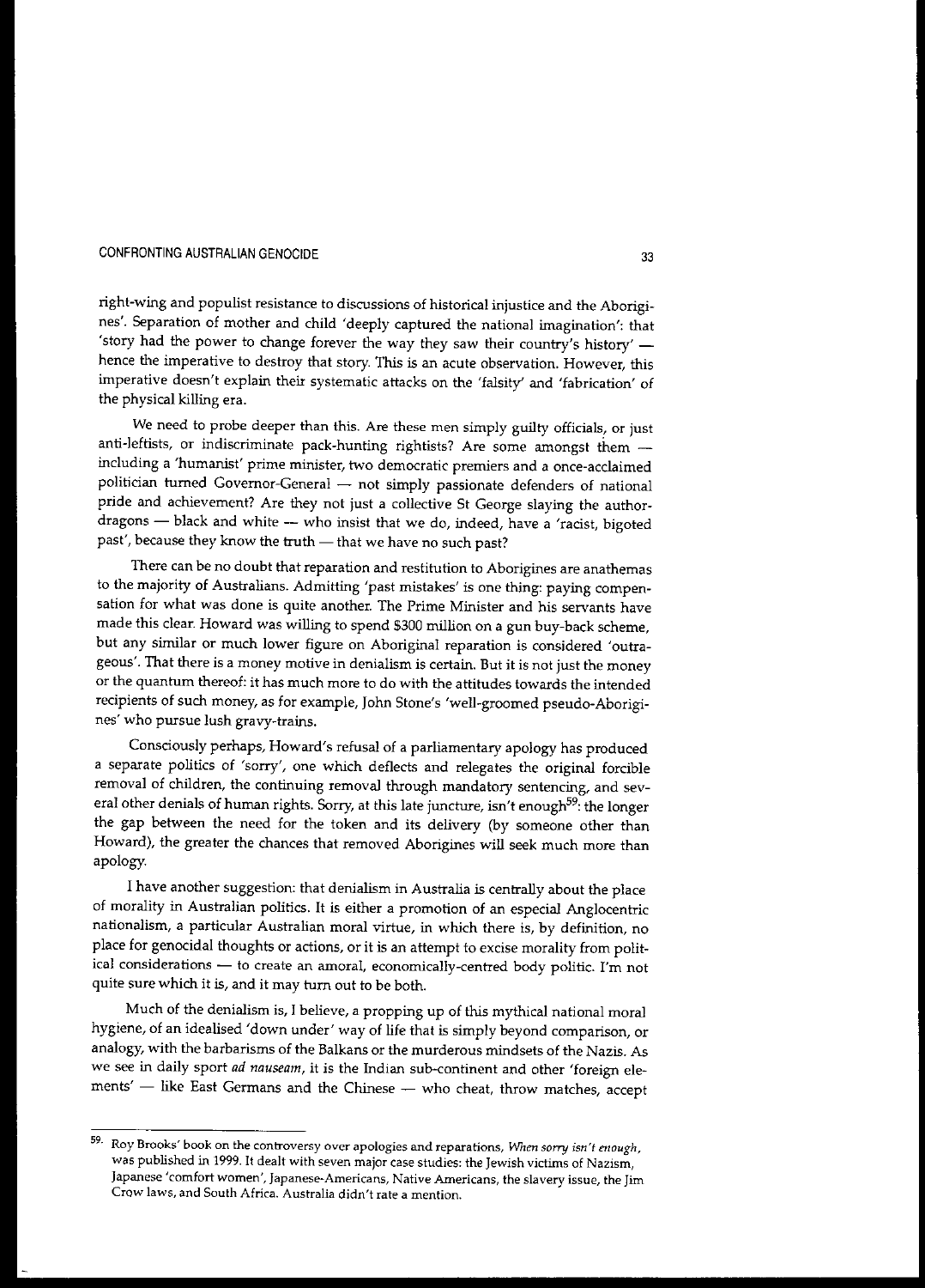right-wing and populist resistance to discussions of historical injustice and the Aborigines'. Separation of mother and child 'deeply captured the national imagination': that 'story had the power to change forever the way they saw their country's history' — hence the imperative to destroy that story. This is an acute observation. However, this imperative doesn't explain their systematic attacks on the 'falsity' and 'fabrication' of the physical killing era.

We need to probe deeper than this. Are these men simply guilty officials, or just anti-leftists, or indiscriminate pack-hunting rightists? Are some amongst them — including a 'humanist' prime minister, two democratic premiers and a once-acclaimed politician turned Governor-General — not simply passionate defenders of national pride and achievement? Are they not just a collective St George slaying the author-dragons — black and white — who insist that we do, indeed, have a 'racist, bigoted past', because they know the truth — that we have no such past?

There can be no doubt that reparation and restitution to Aborigines are anathemas to the majority of Australians. Admitting 'past mistakes' is one thing: paying compensation for what was done is quite another. The Prime Minister and his servants have made this clear. Howard was willing to spend $300 million on a gun buy-back scheme, but any similar or much lower figure on Aboriginal reparation is considered 'outrageous'. That there is a money motive in denialism is certain. But it is not just the money or the quantum thereof: it has much more to do with the attitudes towards the intended recipients of such money, as for example, John Stone's 'well-groomed pseudo-Aborigines' who pursue lush gravy-trains.

Consciously perhaps, Howard's refusal of a parliamentary apology has produced a separate politics of 'sorry', one which deflects and relegates the original forcible removal of children, the continuing removal through mandatory sentencing, and several other denials of human rights. Sorry, at this late juncture, isn't enough[59]: the longer the gap between the need for the token and its delivery (by someone other than Howard), the greater the chances that removed Aborigines will seek much more than apology.

I have another suggestion: that denialism in Australia is centrally about the place of morality in Australian politics. It is either a promotion of an especial Anglocentric nationalism, a particular Australian moral virtue, in which there is, by definition, no place for genocidal thoughts or actions, or it is an attempt to excise morality from political considerations — to create an amoral, economically-centred body politic. I'm not quite sure which it is, and it may turn out to be both.

Much of the denialism is, I believe, a propping up of this mythical national moral hygiene, of an idealised 'down under' way of life that is simply beyond comparison, or analogy, with the barbarisms of the Balkans or the murderous mindsets of the Nazis. As we see in daily sport *ad nauseam*, it is the Indian sub-continent and other 'foreign elements' — like East Germans and the Chinese — who cheat, throw matches, accept

---

59. Roy Brooks' book on the controversy over apologies and reparations, *When sorry isn't enough*, was published in 1999. It dealt with seven major case studies: the Jewish victims of Nazism, Japanese 'comfort women', Japanese-Americans, Native Americans, the slavery issue, the Jim Crow laws, and South Africa. Australia didn't rate a mention.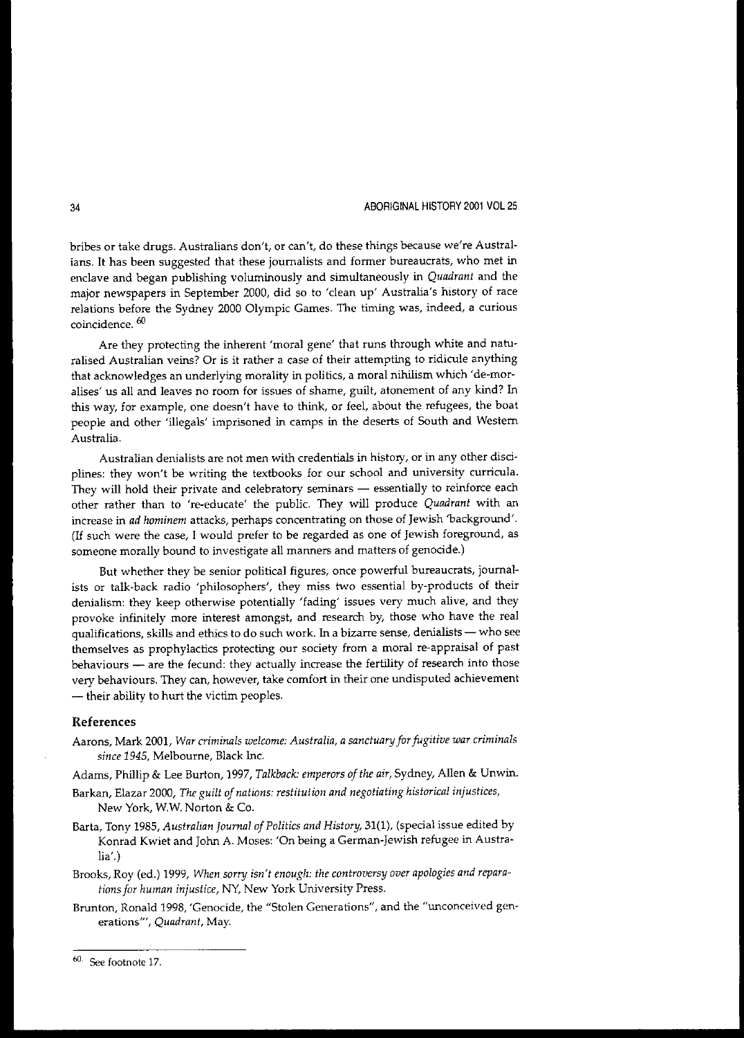bribes or take drugs. Australians don't, or can't, do these things because we're Australians. It has been suggested that these journalists and former bureaucrats, who met in enclave and began publishing voluminously and simultaneously in *Quadrant* and the major newspapers in September 2000, did so to 'clean up' Australia's history of race relations before the Sydney 2000 Olympic Games. The timing was, indeed, a curious coincidence. [60]

Are they protecting the inherent 'moral gene' that runs through white and naturalised Australian veins? Or is it rather a case of their attempting to ridicule anything that acknowledges an underlying morality in politics, a moral nihilism which 'de-moralises' us all and leaves no room for issues of shame, guilt, atonement of any kind? In this way, for example, one doesn't have to think, or feel, about the refugees, the boat people and other 'illegals' imprisoned in camps in the deserts of South and Western Australia.

Australian denialists are not men with credentials in history, or in any other disciplines: they won't be writing the textbooks for our school and university curricula. They will hold their private and celebratory seminars — essentially to reinforce each other rather than to 're-educate' the public. They will produce *Quadrant* with an increase in *ad hominem* attacks, perhaps concentrating on those of Jewish 'background'. (If such were the case, I would prefer to be regarded as one of Jewish foreground, as someone morally bound to investigate all manners and matters of genocide.)

But whether they be senior political figures, once powerful bureaucrats, journalists or talk-back radio 'philosophers', they miss two essential by-products of their denialism: they keep otherwise potentially 'fading' issues very much alive, and they provoke infinitely more interest amongst, and research by, those who have the real qualifications, skills and ethics to do such work. In a bizarre sense, denialists — who see themselves as prophylactics protecting our society from a moral re-appraisal of past behaviours — are the fecund: they actually increase the fertility of research into those very behaviours. They can, however, take comfort in their one undisputed achievement — their ability to hurt the victim peoples.

## References

Aarons, Mark 2001, *War criminals welcome: Australia, a sanctuary for fugitive war criminals since 1945*, Melbourne, Black Inc.

Adams, Phillip & Lee Burton, 1997, *Talkback: emperors of the air*, Sydney, Allen & Unwin.

Barkan, Elazar 2000, *The guilt of nations: restitution and negotiating historical injustices*, New York, W.W. Norton & Co.

Barta, Tony 1985, *Australian Journal of Politics and History*, 31(1), (special issue edited by Konrad Kwiet and John A. Moses: 'On being a German-Jewish refugee in Australia'.)

Brooks, Roy (ed.) 1999, *When sorry isn't enough: the controversy over apologies and reparations for human injustice*, NY, New York University Press.

Brunton, Ronald 1998, 'Genocide, the "Stolen Generations", and the "unconceived generations"', *Quadrant*, May.

[60] See footnote 17.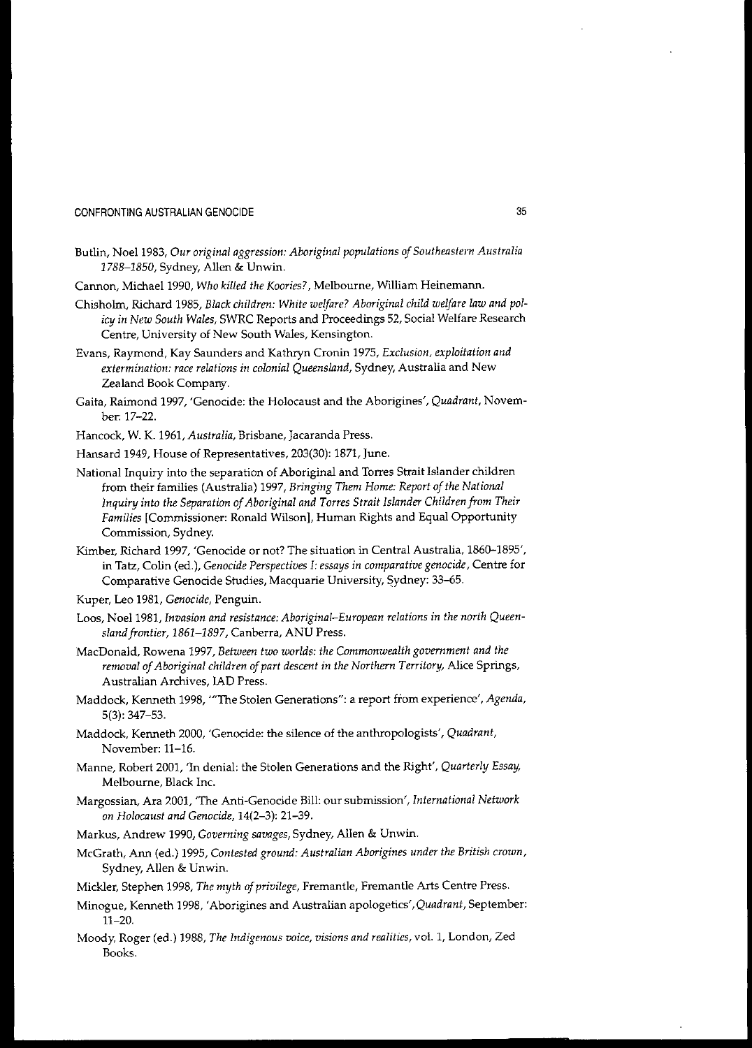Butlin, Noel 1983, *Our original aggression: Aboriginal populations of Southeastern Australia 1788–1850*, Sydney, Allen & Unwin.

Cannon, Michael 1990, *Who killed the Koories?*, Melbourne, William Heinemann.

Chisholm, Richard 1985, *Black children: White welfare? Aboriginal child welfare law and policy in New South Wales*, SWRC Reports and Proceedings 52, Social Welfare Research Centre, University of New South Wales, Kensington.

Evans, Raymond, Kay Saunders and Kathryn Cronin 1975, *Exclusion, exploitation and extermination: race relations in colonial Queensland*, Sydney, Australia and New Zealand Book Company.

Gaita, Raimond 1997, 'Genocide: the Holocaust and the Aborigines', *Quadrant*, November: 17–22.

Hancock, W. K. 1961, *Australia*, Brisbane, Jacaranda Press.

Hansard 1949, House of Representatives, 203(30): 1871, June.

National Inquiry into the separation of Aboriginal and Torres Strait Islander children from their families (Australia) 1997, *Bringing Them Home: Report of the National Inquiry into the Separation of Aboriginal and Torres Strait Islander Children from Their Families* [Commissioner: Ronald Wilson], Human Rights and Equal Opportunity Commission, Sydney.

Kimber, Richard 1997, 'Genocide or not? The situation in Central Australia, 1860–1895', in Tatz, Colin (ed.), *Genocide Perspectives I: essays in comparative genocide*, Centre for Comparative Genocide Studies, Macquarie University, Sydney: 33–65.

Kuper, Leo 1981, *Genocide*, Penguin.

Loos, Noel 1981, *Invasion and resistance: Aboriginal–European relations in the north Queensland frontier, 1861–1897*, Canberra, ANU Press.

MacDonald, Rowena 1997, *Between two worlds: the Commonwealth government and the removal of Aboriginal children of part descent in the Northern Territory*, Alice Springs, Australian Archives, IAD Press.

Maddock, Kenneth 1998, '"The Stolen Generations": a report from experience', *Agenda*, 5(3): 347–53.

Maddock, Kenneth 2000, 'Genocide: the silence of the anthropologists', *Quadrant*, November: 11–16.

Manne, Robert 2001, 'In denial: the Stolen Generations and the Right', *Quarterly Essay*, Melbourne, Black Inc.

Margossian, Ara 2001, 'The Anti-Genocide Bill: our submission', *International Network on Holocaust and Genocide*, 14(2–3): 21–39.

Markus, Andrew 1990, *Governing savages*, Sydney, Allen & Unwin.

McGrath, Ann (ed.) 1995, *Contested ground: Australian Aborigines under the British crown*, Sydney, Allen & Unwin.

Mickler, Stephen 1998, *The myth of privilege*, Fremantle, Fremantle Arts Centre Press.

Minogue, Kenneth 1998, 'Aborigines and Australian apologetics', *Quadrant*, September: 11–20.

Moody, Roger (ed.) 1988, *The Indigenous voice, visions and realities*, vol. 1, London, Zed Books.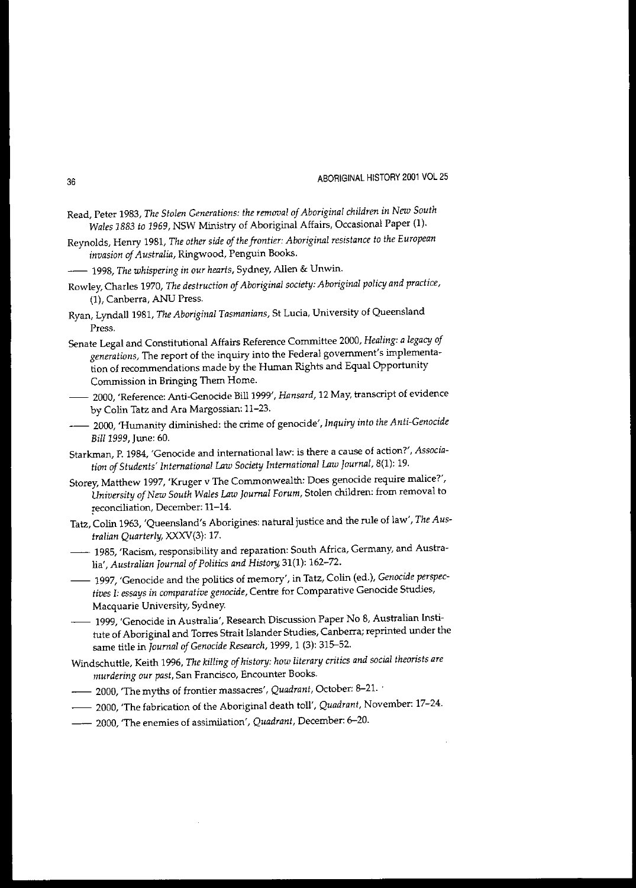Read, Peter 1983, *The Stolen Generations: the removal of Aboriginal children in New South Wales 1883 to 1969*, NSW Ministry of Aboriginal Affairs, Occasional Paper (1).

Reynolds, Henry 1981, *The other side of the frontier: Aboriginal resistance to the European invasion of Australia*, Ringwood, Penguin Books.

—— 1998, *The whispering in our hearts*, Sydney, Allen & Unwin.

Rowley, Charles 1970, *The destruction of Aboriginal society: Aboriginal policy and practice*, (1), Canberra, ANU Press.

Ryan, Lyndall 1981, *The Aboriginal Tasmanians*, St Lucia, University of Queensland Press.

Senate Legal and Constitutional Affairs Reference Committee 2000, *Healing: a legacy of generations*, The report of the inquiry into the Federal government's implementation of recommendations made by the Human Rights and Equal Opportunity Commission in Bringing Them Home.

—— 2000, 'Reference: Anti-Genocide Bill 1999', *Hansard*, 12 May, transcript of evidence by Colin Tatz and Ara Margossian: 11–23.

—— 2000, 'Humanity diminished: the crime of genocide', *Inquiry into the Anti-Genocide Bill 1999*, June: 60.

Starkman, P. 1984, 'Genocide and international law: is there a cause of action?', *Association of Students' International Law Society International Law Journal*, 8(1): 19.

Storey, Matthew 1997, 'Kruger v The Commonwealth: Does genocide require malice?', *University of New South Wales Law Journal Forum*, Stolen children: from removal to reconciliation, December: 11–14.

Tatz, Colin 1963, 'Queensland's Aborigines: natural justice and the rule of law', *The Australian Quarterly*, XXXV(3): 17.

—— 1985, 'Racism, responsibility and reparation: South Africa, Germany, and Australia', *Australian Journal of Politics and History*, 31(1): 162–72.

—— 1997, 'Genocide and the politics of memory', in Tatz, Colin (ed.), *Genocide perspectives I: essays in comparative genocide*, Centre for Comparative Genocide Studies, Macquarie University, Sydney.

—— 1999, 'Genocide in Australia', Research Discussion Paper No 8, Australian Institute of Aboriginal and Torres Strait Islander Studies, Canberra; reprinted under the same title in *Journal of Genocide Research*, 1999, 1 (3): 315–52.

Windschuttle, Keith 1996, *The killing of history: how literary critics and social theorists are murdering our past*, San Francisco, Encounter Books.

—— 2000, 'The myths of frontier massacres', *Quadrant*, October: 8–21.

—— 2000, 'The fabrication of the Aboriginal death toll', *Quadrant*, November: 17–24.

—— 2000, 'The enemies of assimilation', *Quadrant*, December: 6–20.